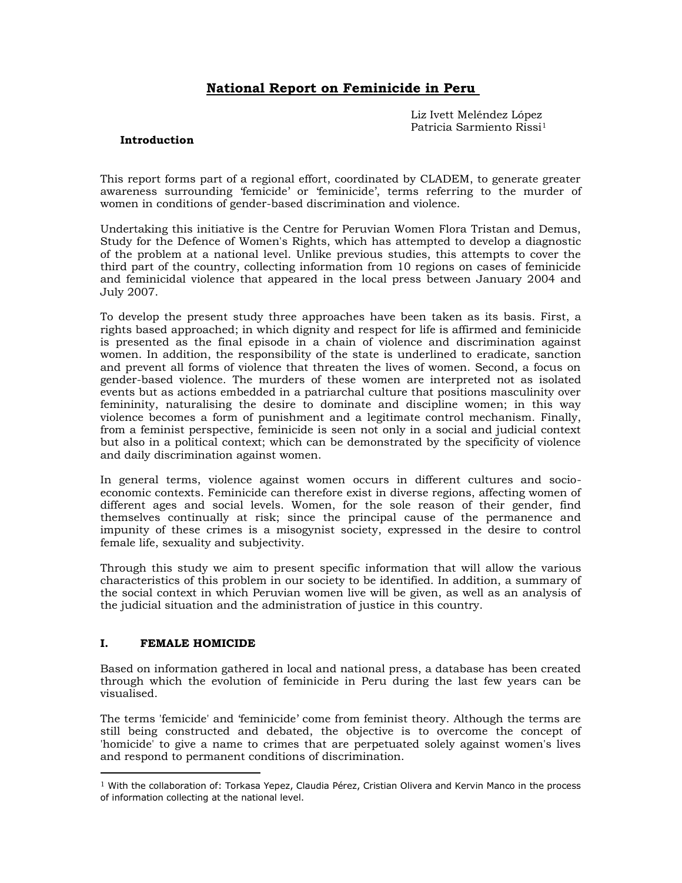# National Report on Feminicide in Peru

Liz Ivett Meléndez López
Patricia Sarmiento Rissi[1]

## Introduction

This report forms part of a regional effort, coordinated by CLADEM, to generate greater awareness surrounding 'femicide' or 'feminicide', terms referring to the murder of women in conditions of gender-based discrimination and violence.

Undertaking this initiative is the Centre for Peruvian Women Flora Tristan and Demus, Study for the Defence of Women's Rights, which has attempted to develop a diagnostic of the problem at a national level. Unlike previous studies, this attempts to cover the third part of the country, collecting information from 10 regions on cases of feminicide and feminicidal violence that appeared in the local press between January 2004 and July 2007.

To develop the present study three approaches have been taken as its basis. First, a rights based approached; in which dignity and respect for life is affirmed and feminicide is presented as the final episode in a chain of violence and discrimination against women. In addition, the responsibility of the state is underlined to eradicate, sanction and prevent all forms of violence that threaten the lives of women. Second, a focus on gender-based violence. The murders of these women are interpreted not as isolated events but as actions embedded in a patriarchal culture that positions masculinity over femininity, naturalising the desire to dominate and discipline women; in this way violence becomes a form of punishment and a legitimate control mechanism. Finally, from a feminist perspective, feminicide is seen not only in a social and judicial context but also in a political context; which can be demonstrated by the specificity of violence and daily discrimination against women.

In general terms, violence against women occurs in different cultures and socio-economic contexts. Feminicide can therefore exist in diverse regions, affecting women of different ages and social levels. Women, for the sole reason of their gender, find themselves continually at risk; since the principal cause of the permanence and impunity of these crimes is a misogynist society, expressed in the desire to control female life, sexuality and subjectivity.

Through this study we aim to present specific information that will allow the various characteristics of this problem in our society to be identified. In addition, a summary of the social context in which Peruvian women live will be given, as well as an analysis of the judicial situation and the administration of justice in this country.

## I. FEMALE HOMICIDE

Based on information gathered in local and national press, a database has been created through which the evolution of feminicide in Peru during the last few years can be visualised.

The terms 'femicide' and 'feminicide' come from feminist theory. Although the terms are still being constructed and debated, the objective is to overcome the concept of 'homicide' to give a name to crimes that are perpetuated solely against women's lives and respond to permanent conditions of discrimination.

---

[1] With the collaboration of: Torkasa Yepez, Claudia Pérez, Cristian Olivera and Kervin Manco in the process of information collecting at the national level.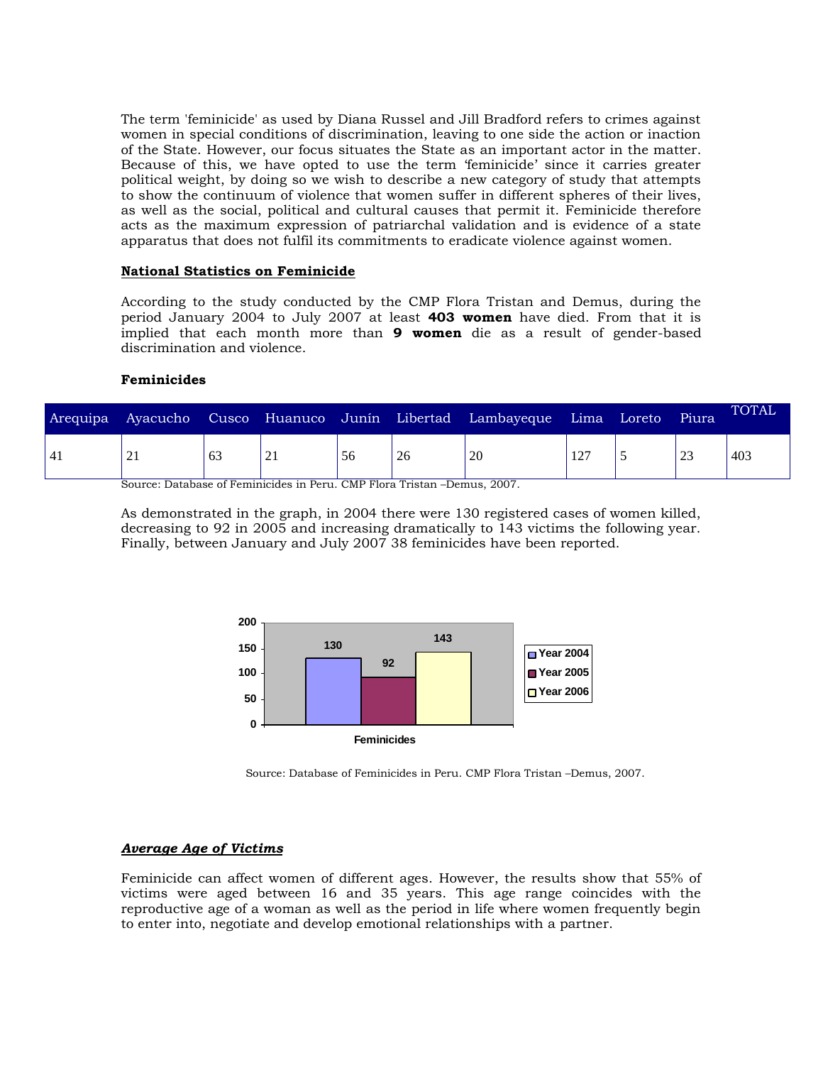The term 'feminicide' as used by Diana Russel and Jill Bradford refers to crimes against women in special conditions of discrimination, leaving to one side the action or inaction of the State. However, our focus situates the State as an important actor in the matter. Because of this, we have opted to use the term 'feminicide' since it carries greater political weight, by doing so we wish to describe a new category of study that attempts to show the continuum of violence that women suffer in different spheres of their lives, as well as the social, political and cultural causes that permit it. Feminicide therefore acts as the maximum expression of patriarchal validation and is evidence of a state apparatus that does not fulfil its commitments to eradicate violence against women.

## National Statistics on Feminicide

According to the study conducted by the CMP Flora Tristan and Demus, during the period January 2004 to July 2007 at least **403 women** have died. From that it is implied that each month more than **9 women** die as a result of gender-based discrimination and violence.

**Feminicides**

| Arequipa | Ayacucho | Cusco | Huanuco | Junín | Libertad | Lambayeque | Lima | Loreto | Piura | TOTAL |
|---|---|---|---|---|---|---|---|---|---|---|
| 41 | 21 | 63 | 21 | 56 | 26 | 20 | 127 | 5 | 23 | 403 |

Source: Database of Feminicides in Peru. CMP Flora Tristan –Demus, 2007.

As demonstrated in the graph, in 2004 there were 130 registered cases of women killed, decreasing to 92 in 2005 and increasing dramatically to 143 victims the following year. Finally, between January and July 2007 38 feminicides have been reported.

| Feminicides | Value |
|---|---|
| Year 2004 | 130 |
| Year 2005 | 92 |
| Year 2006 | 143 |

Source: Database of Feminicides in Peru. CMP Flora Tristan –Demus, 2007.

### ***Average Age of Victims***

Feminicide can affect women of different ages. However, the results show that 55% of victims were aged between 16 and 35 years. This age range coincides with the reproductive age of a woman as well as the period in life where women frequently begin to enter into, negotiate and develop emotional relationships with a partner.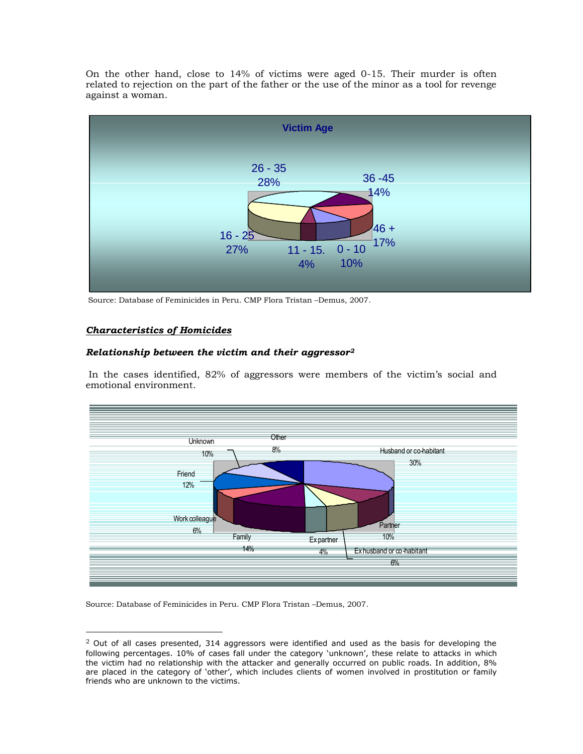On the other hand, close to 14% of victims were aged 0-15. Their murder is often related to rejection on the part of the father or the use of the minor as a tool for revenge against a woman.

**Victim Age**

| Age | Percentage |
| --- | --- |
| 0 - 10 | 10% |
| 11 - 15. | 4% |
| 16 - 25 | 27% |
| 26 - 35 | 28% |
| 36 -45 | 14% |
| 46 + | 17% |

Source: Database of Feminicides in Peru. CMP Flora Tristan –Demus, 2007.

## *Characteristics of Homicides*

### *Relationship between the victim and their aggressor*[2]

In the cases identified, 82% of aggressors were members of the victim's social and emotional environment.

| Relationship | Percentage |
| --- | --- |
| Husband or co-habitant | 30% |
| Partner | 10% |
| Ex husband or co-habitant | 6% |
| Ex partner | 4% |
| Family | 14% |
| Work colleague | 6% |
| Friend | 12% |
| Unknown | 10% |
| Other | 8% |

Source: Database of Feminicides in Peru. CMP Flora Tristan –Demus, 2007.

---

[2] Out of all cases presented, 314 aggressors were identified and used as the basis for developing the following percentages. 10% of cases fall under the category 'unknown', these relate to attacks in which the victim had no relationship with the attacker and generally occurred on public roads. In addition, 8% are placed in the category of 'other', which includes clients of women involved in prostitution or family friends who are unknown to the victims.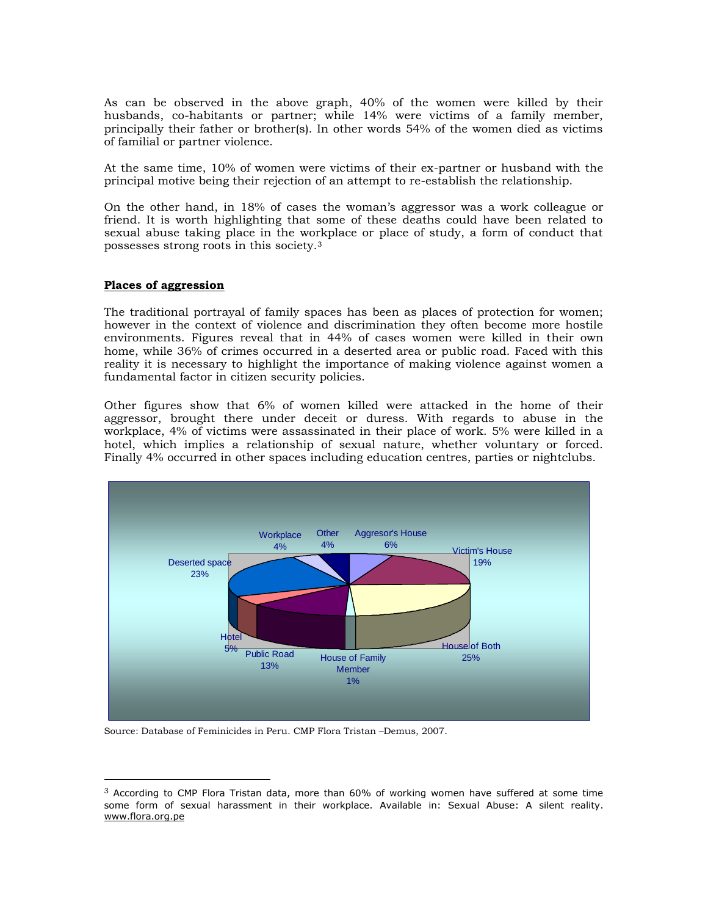As can be observed in the above graph, 40% of the women were killed by their husbands, co-habitants or partner; while 14% were victims of a family member, principally their father or brother(s). In other words 54% of the women died as victims of familial or partner violence.

At the same time, 10% of women were victims of their ex-partner or husband with the principal motive being their rejection of an attempt to re-establish the relationship.

On the other hand, in 18% of cases the woman's aggressor was a work colleague or friend. It is worth highlighting that some of these deaths could have been related to sexual abuse taking place in the workplace or place of study, a form of conduct that possesses strong roots in this society.[3]

**Places of aggression**

The traditional portrayal of family spaces has been as places of protection for women; however in the context of violence and discrimination they often become more hostile environments. Figures reveal that in 44% of cases women were killed in their own home, while 36% of crimes occurred in a deserted area or public road. Faced with this reality it is necessary to highlight the importance of making violence against women a fundamental factor in citizen security policies.

Other figures show that 6% of women killed were attacked in the home of their aggressor, brought there under deceit or duress. With regards to abuse in the workplace, 4% of victims were assassinated in their place of work. 5% were killed in a hotel, which implies a relationship of sexual nature, whether voluntary or forced. Finally 4% occurred in other spaces including education centres, parties or nightclubs.

| Place | % |
|---|---|
| Aggresor's House | 6% |
| Victim's House | 19% |
| House of Both | 25% |
| House of Family Member | 1% |
| Public Road | 13% |
| Hotel | 5% |
| Deserted space | 23% |
| Workplace | 4% |
| Other | 4% |

Source: Database of Feminicides in Peru. CMP Flora Tristan –Demus, 2007.

[3] According to CMP Flora Tristan data, more than 60% of working women have suffered at some time some form of sexual harassment in their workplace. Available in: Sexual Abuse: A silent reality. www.flora.org.pe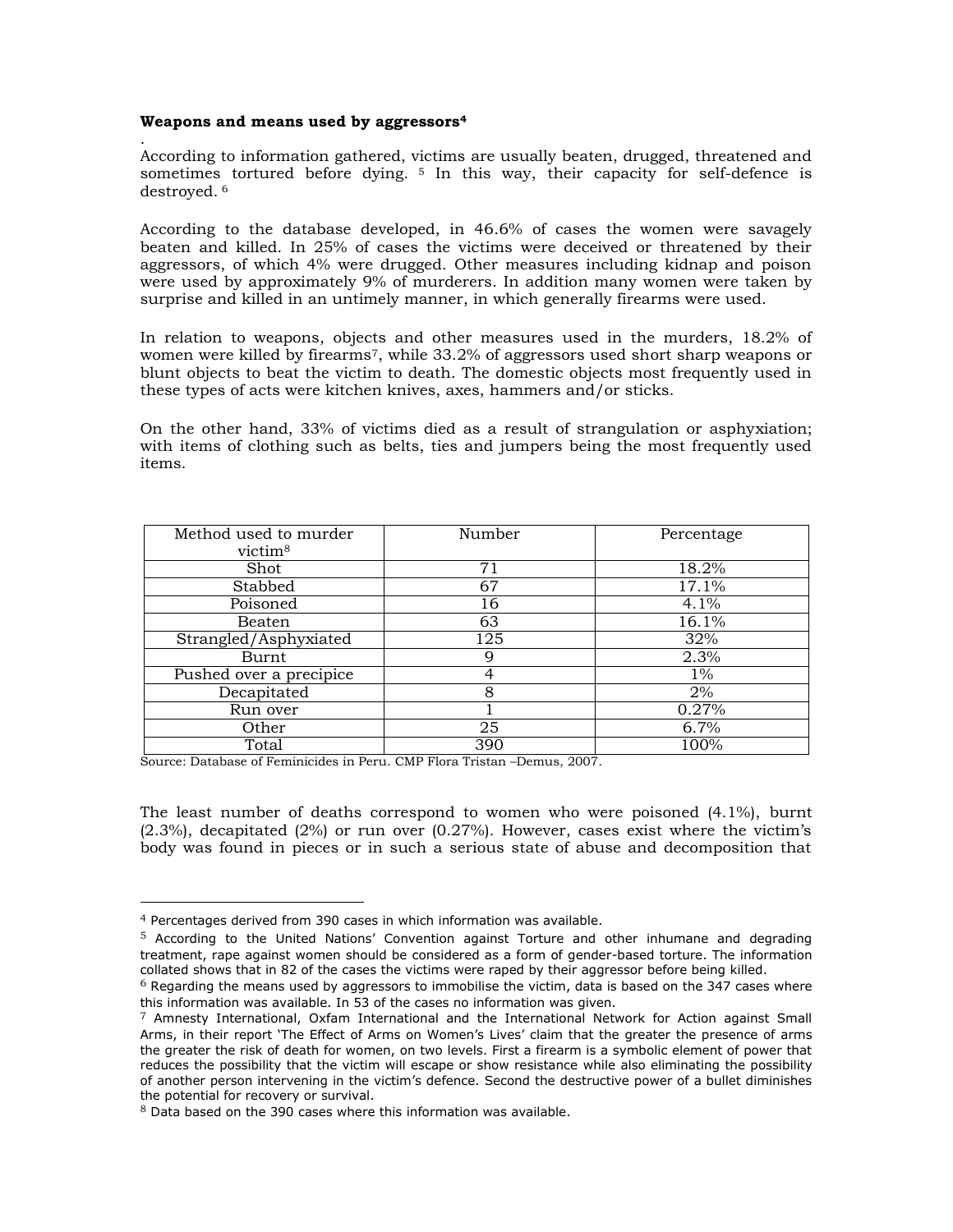**Weapons and means used by aggressors**[4]

.

According to information gathered, victims are usually beaten, drugged, threatened and sometimes tortured before dying. [5] In this way, their capacity for self-defence is destroyed. [6]

According to the database developed, in 46.6% of cases the women were savagely beaten and killed. In 25% of cases the victims were deceived or threatened by their aggressors, of which 4% were drugged. Other measures including kidnap and poison were used by approximately 9% of murderers. In addition many women were taken by surprise and killed in an untimely manner, in which generally firearms were used.

In relation to weapons, objects and other measures used in the murders, 18.2% of women were killed by firearms[7], while 33.2% of aggressors used short sharp weapons or blunt objects to beat the victim to death. The domestic objects most frequently used in these types of acts were kitchen knives, axes, hammers and/or sticks.

On the other hand, 33% of victims died as a result of strangulation or asphyxiation; with items of clothing such as belts, ties and jumpers being the most frequently used items.

| Method used to murder victim[8] | Number | Percentage |
|---|---|---|
| Shot | 71 | 18.2% |
| Stabbed | 67 | 17.1% |
| Poisoned | 16 | 4.1% |
| Beaten | 63 | 16.1% |
| Strangled/Asphyxiated | 125 | 32% |
| Burnt | 9 | 2.3% |
| Pushed over a precipice | 4 | 1% |
| Decapitated | 8 | 2% |
| Run over | 1 | 0.27% |
| Other | 25 | 6.7% |
| Total | 390 | 100% |

Source: Database of Feminicides in Peru. CMP Flora Tristan –Demus, 2007.

The least number of deaths correspond to women who were poisoned (4.1%), burnt (2.3%), decapitated (2%) or run over (0.27%). However, cases exist where the victim's body was found in pieces or in such a serious state of abuse and decomposition that

[4] Percentages derived from 390 cases in which information was available.

[5] According to the United Nations' Convention against Torture and other inhumane and degrading treatment, rape against women should be considered as a form of gender-based torture. The information collated shows that in 82 of the cases the victims were raped by their aggressor before being killed.

[6] Regarding the means used by aggressors to immobilise the victim, data is based on the 347 cases where this information was available. In 53 of the cases no information was given.

[7] Amnesty International, Oxfam International and the International Network for Action against Small Arms, in their report 'The Effect of Arms on Women's Lives' claim that the greater the presence of arms the greater the risk of death for women, on two levels. First a firearm is a symbolic element of power that reduces the possibility that the victim will escape or show resistance while also eliminating the possibility of another person intervening in the victim's defence. Second the destructive power of a bullet diminishes the potential for recovery or survival.

[8] Data based on the 390 cases where this information was available.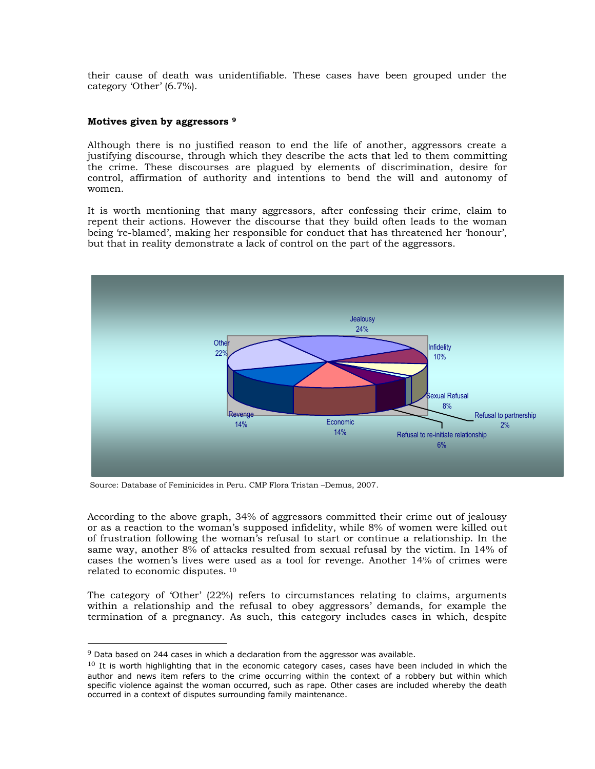their cause of death was unidentifiable. These cases have been grouped under the category 'Other' (6.7%).

**Motives given by aggressors** [9]

Although there is no justified reason to end the life of another, aggressors create a justifying discourse, through which they describe the acts that led to them committing the crime. These discourses are plagued by elements of discrimination, desire for control, affirmation of authority and intentions to bend the will and autonomy of women.

It is worth mentioning that many aggressors, after confessing their crime, claim to repent their actions. However the discourse that they build often leads to the woman being 're-blamed', making her responsible for conduct that has threatened her 'honour', but that in reality demonstrate a lack of control on the part of the aggressors.

Jealousy 24%
Infidelity 10%
Sexual Refusal 8%
Refusal to partnership 2%
Refusal to re-initiate relationship 6%
Economic 14%
Revenge 14%
Other 22%

Source: Database of Feminicides in Peru. CMP Flora Tristan –Demus, 2007.

According to the above graph, 34% of aggressors committed their crime out of jealousy or as a reaction to the woman's supposed infidelity, while 8% of women were killed out of frustration following the woman's refusal to start or continue a relationship. In the same way, another 8% of attacks resulted from sexual refusal by the victim. In 14% of cases the women's lives were used as a tool for revenge. Another 14% of crimes were related to economic disputes. [10]

The category of 'Other' (22%) refers to circumstances relating to claims, arguments within a relationship and the refusal to obey aggressors' demands, for example the termination of a pregnancy. As such, this category includes cases in which, despite

---

[9] Data based on 244 cases in which a declaration from the aggressor was available.

[10] It is worth highlighting that in the economic category cases, cases have been included in which the author and news item refers to the crime occurring within the context of a robbery but within which specific violence against the woman occurred, such as rape. Other cases are included whereby the death occurred in a context of disputes surrounding family maintenance.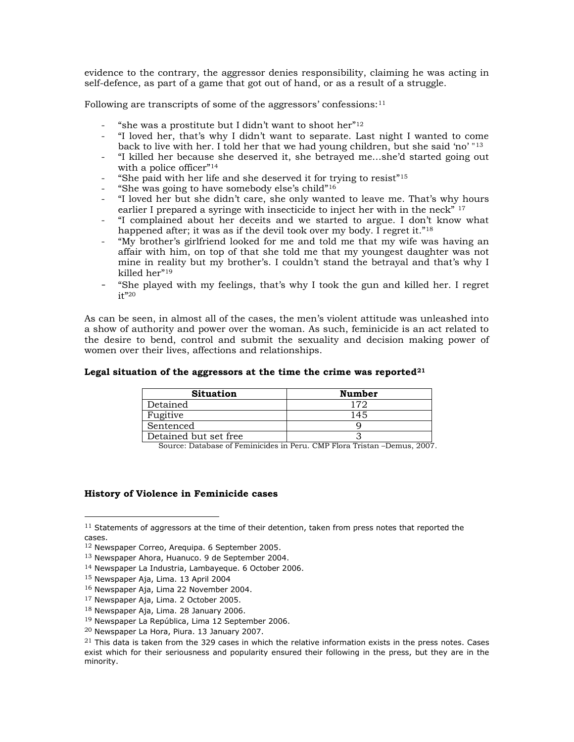evidence to the contrary, the aggressor denies responsibility, claiming he was acting in self-defence, as part of a game that got out of hand, or as a result of a struggle.

Following are transcripts of some of the aggressors' confessions:[11]

- "she was a prostitute but I didn't want to shoot her"[12]
- "I loved her, that's why I didn't want to separate. Last night I wanted to come back to live with her. I told her that we had young children, but she said 'no' "[13]
- "I killed her because she deserved it, she betrayed me…she'd started going out with a police officer"[14]
- "She paid with her life and she deserved it for trying to resist"[15]
- "She was going to have somebody else's child"[16]
- "I loved her but she didn't care, she only wanted to leave me. That's why hours earlier I prepared a syringe with insecticide to inject her with in the neck" [17]
- "I complained about her deceits and we started to argue. I don't know what happened after; it was as if the devil took over my body. I regret it."[18]
- "My brother's girlfriend looked for me and told me that my wife was having an affair with him, on top of that she told me that my youngest daughter was not mine in reality but my brother's. I couldn't stand the betrayal and that's why I killed her"[19]
- "She played with my feelings, that's why I took the gun and killed her. I regret it"[20]

As can be seen, in almost all of the cases, the men's violent attitude was unleashed into a show of authority and power over the woman. As such, feminicide is an act related to the desire to bend, control and submit the sexuality and decision making power of women over their lives, affections and relationships.

**Legal situation of the aggressors at the time the crime was reported[21]**

| Situation | Number |
|---|---|
| Detained | 172 |
| Fugitive | 145 |
| Sentenced | 9 |
| Detained but set free | 3 |

Source: Database of Feminicides in Peru. CMP Flora Tristan –Demus, 2007.

**History of Violence in Feminicide cases**

---

[11] Statements of aggressors at the time of their detention, taken from press notes that reported the cases.

[12] Newspaper Correo, Arequipa. 6 September 2005.

[13] Newspaper Ahora, Huanuco. 9 de September 2004.

[14] Newspaper La Industria, Lambayeque. 6 October 2006.

[15] Newspaper Aja, Lima. 13 April 2004

[16] Newspaper Aja, Lima 22 November 2004.

[17] Newspaper Aja, Lima. 2 October 2005.

[18] Newspaper Aja, Lima. 28 January 2006.

[19] Newspaper La República, Lima 12 September 2006.

[20] Newspaper La Hora, Piura. 13 January 2007.

[21] This data is taken from the 329 cases in which the relative information exists in the press notes. Cases exist which for their seriousness and popularity ensured their following in the press, but they are in the minority.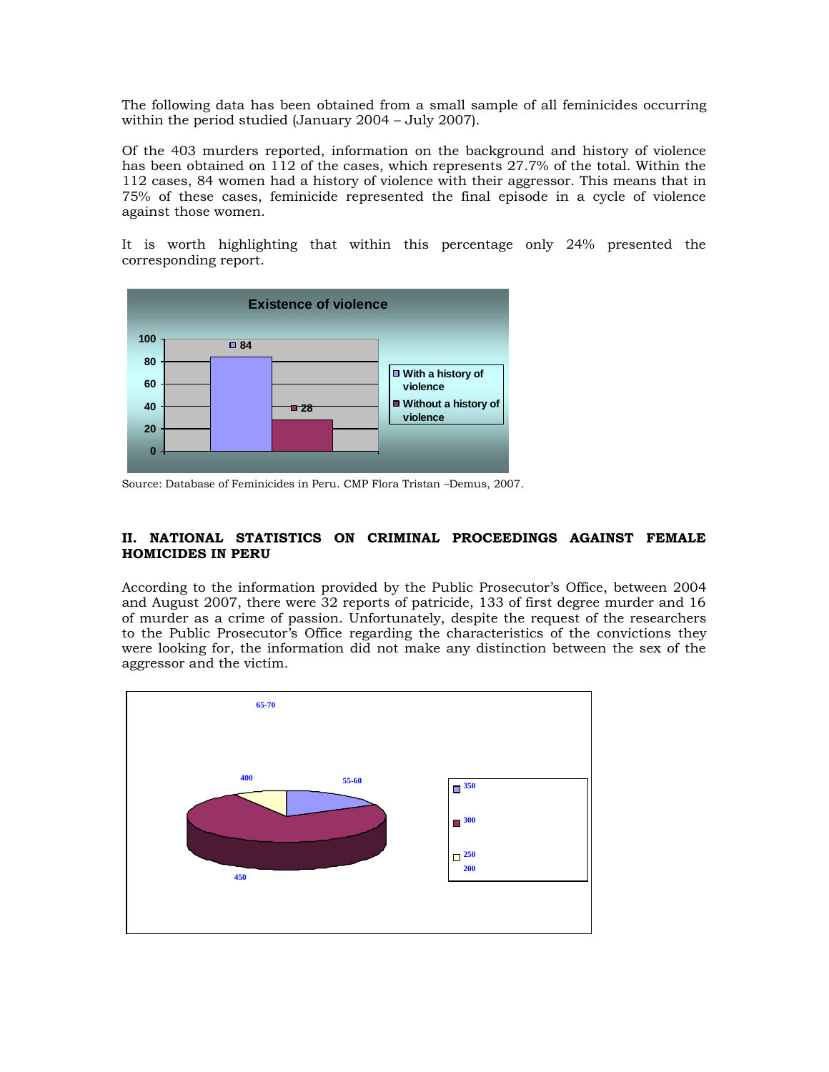The following data has been obtained from a small sample of all feminicides occurring within the period studied (January 2004 – July 2007).

Of the 403 murders reported, information on the background and history of violence has been obtained on 112 of the cases, which represents 27.7% of the total. Within the 112 cases, 84 women had a history of violence with their aggressor. This means that in 75% of these cases, feminicide represented the final episode in a cycle of violence against those women.

It is worth highlighting that within this percentage only 24% presented the corresponding report.

**Existence of violence**

| | Number of cases |
|---|---|
| With a history of violence | 84 |
| Without a history of violence | 28 |

Source: Database of Feminicides in Peru. CMP Flora Tristan –Demus, 2007.

## II. NATIONAL STATISTICS ON CRIMINAL PROCEEDINGS AGAINST FEMALE HOMICIDES IN PERU

According to the information provided by the Public Prosecutor's Office, between 2004 and August 2007, there were 32 reports of patricide, 133 of first degree murder and 16 of murder as a crime of passion. Unfortunately, despite the request of the researchers to the Public Prosecutor's Office regarding the characteristics of the convictions they were looking for, the information did not make any distinction between the sex of the aggressor and the victim.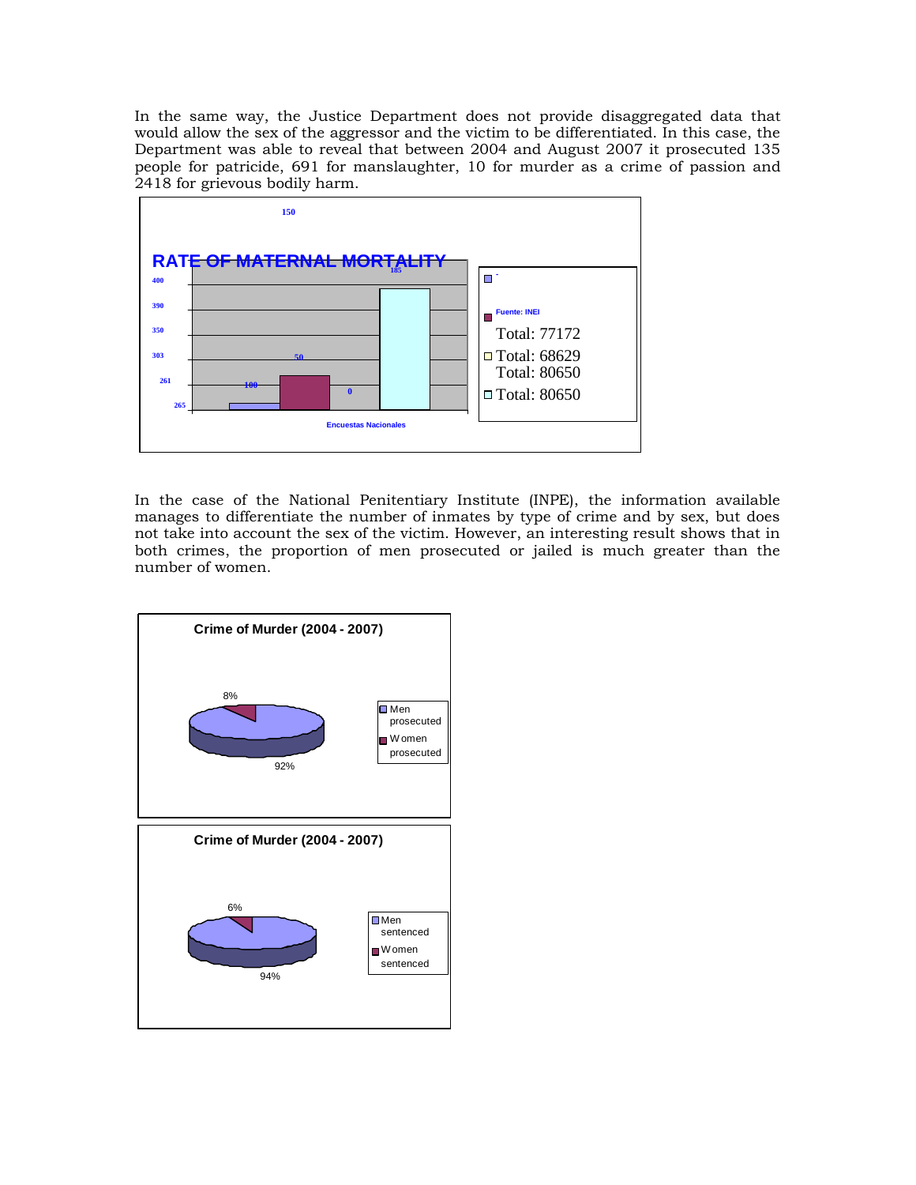In the same way, the Justice Department does not provide disaggregated data that would allow the sex of the aggressor and the victim to be differentiated. In this case, the Department was able to reveal that between 2004 and August 2007 it prosecuted 135 people for patricide, 691 for manslaughter, 10 for murder as a crime of passion and 2418 for grievous bodily harm.

150

RATE OF MATERNAL MORTALITY

185

400
390
350
303
261
265

50

100

0

Encuestas Nacionales

-

Fuente: INEI

Total: 77172

Total: 68629
Total: 80650

Total: 80650

In the case of the National Penitentiary Institute (INPE), the information available manages to differentiate the number of inmates by type of crime and by sex, but does not take into account the sex of the victim. However, an interesting result shows that in both crimes, the proportion of men prosecuted or jailed is much greater than the number of women.

**Crime of Murder (2004 - 2007)**

8%

92%

Men prosecuted

Women prosecuted

**Crime of Murder (2004 - 2007)**

6%

94%

Men sentenced

Women sentenced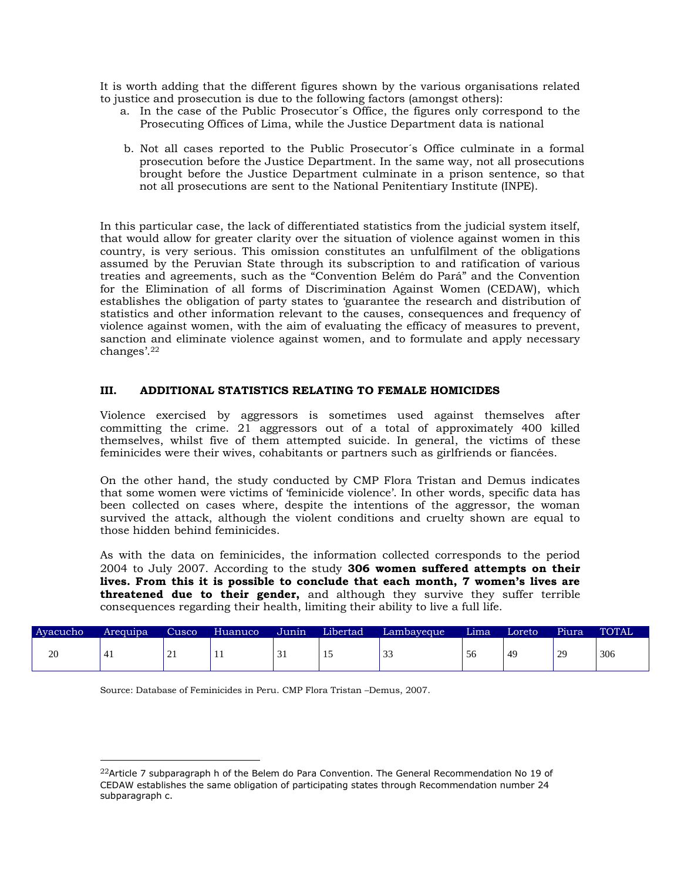It is worth adding that the different figures shown by the various organisations related to justice and prosecution is due to the following factors (amongst others):

a. In the case of the Public Prosecutor´s Office, the figures only correspond to the Prosecuting Offices of Lima, while the Justice Department data is national

b. Not all cases reported to the Public Prosecutor´s Office culminate in a formal prosecution before the Justice Department. In the same way, not all prosecutions brought before the Justice Department culminate in a prison sentence, so that not all prosecutions are sent to the National Penitentiary Institute (INPE).

In this particular case, the lack of differentiated statistics from the judicial system itself, that would allow for greater clarity over the situation of violence against women in this country, is very serious. This omission constitutes an unfulfilment of the obligations assumed by the Peruvian State through its subscription to and ratification of various treaties and agreements, such as the "Convention Belém do Pará" and the Convention for the Elimination of all forms of Discrimination Against Women (CEDAW), which establishes the obligation of party states to 'guarantee the research and distribution of statistics and other information relevant to the causes, consequences and frequency of violence against women, with the aim of evaluating the efficacy of measures to prevent, sanction and eliminate violence against women, and to formulate and apply necessary changes'.[22]

## III. ADDITIONAL STATISTICS RELATING TO FEMALE HOMICIDES

Violence exercised by aggressors is sometimes used against themselves after committing the crime. 21 aggressors out of a total of approximately 400 killed themselves, whilst five of them attempted suicide. In general, the victims of these feminicides were their wives, cohabitants or partners such as girlfriends or fiancées.

On the other hand, the study conducted by CMP Flora Tristan and Demus indicates that some women were victims of 'feminicide violence'. In other words, specific data has been collected on cases where, despite the intentions of the aggressor, the woman survived the attack, although the violent conditions and cruelty shown are equal to those hidden behind feminicides.

As with the data on feminicides, the information collected corresponds to the period 2004 to July 2007. According to the study **306 women suffered attempts on their lives. From this it is possible to conclude that each month, 7 women's lives are threatened due to their gender,** and although they survive they suffer terrible consequences regarding their health, limiting their ability to live a full life.

| Ayacucho | Arequipa | Cusco | Huanuco | Junín | Libertad | Lambayeque | Lima | Loreto | Piura | TOTAL |
|---|---|---|---|---|---|---|---|---|---|---|
| 20 | 41 | 21 | 11 | 31 | 15 | 33 | 56 | 49 | 29 | 306 |

Source: Database of Feminicides in Peru. CMP Flora Tristan –Demus, 2007.

[22] Article 7 subparagraph h of the Belem do Para Convention. The General Recommendation No 19 of CEDAW establishes the same obligation of participating states through Recommendation number 24 subparagraph c.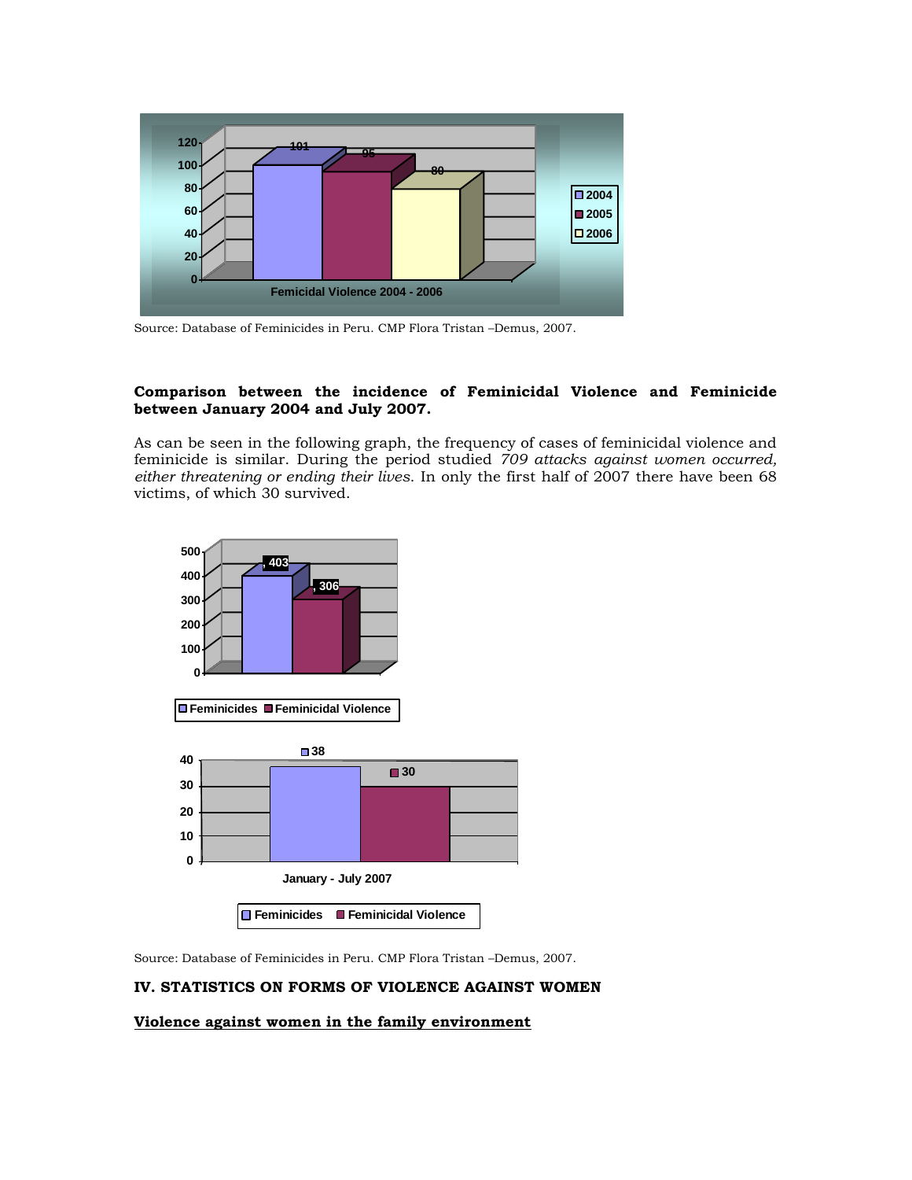| | 2004 | 2005 | 2006 |
|---|---|---|---|
| Femicidal Violence 2004 - 2006 | 101 | 95 | 80 |

Source: Database of Feminicides in Peru. CMP Flora Tristan –Demus, 2007.

**Comparison between the incidence of Feminicidal Violence and Feminicide between January 2004 and July 2007.**

As can be seen in the following graph, the frequency of cases of feminicidal violence and feminicide is similar. During the period studied *709 attacks against women occurred, either threatening or ending their lives*. In only the first half of 2007 there have been 68 victims, of which 30 survived.

| Feminicides | Feminicidal Violence |
|---|---|
| 403 | 306 |

| | Feminicides | Feminicidal Violence |
|---|---|---|
| January - July 2007 | 38 | 30 |

Source: Database of Feminicides in Peru. CMP Flora Tristan –Demus, 2007.

## IV. STATISTICS ON FORMS OF VIOLENCE AGAINST WOMEN

### Violence against women in the family environment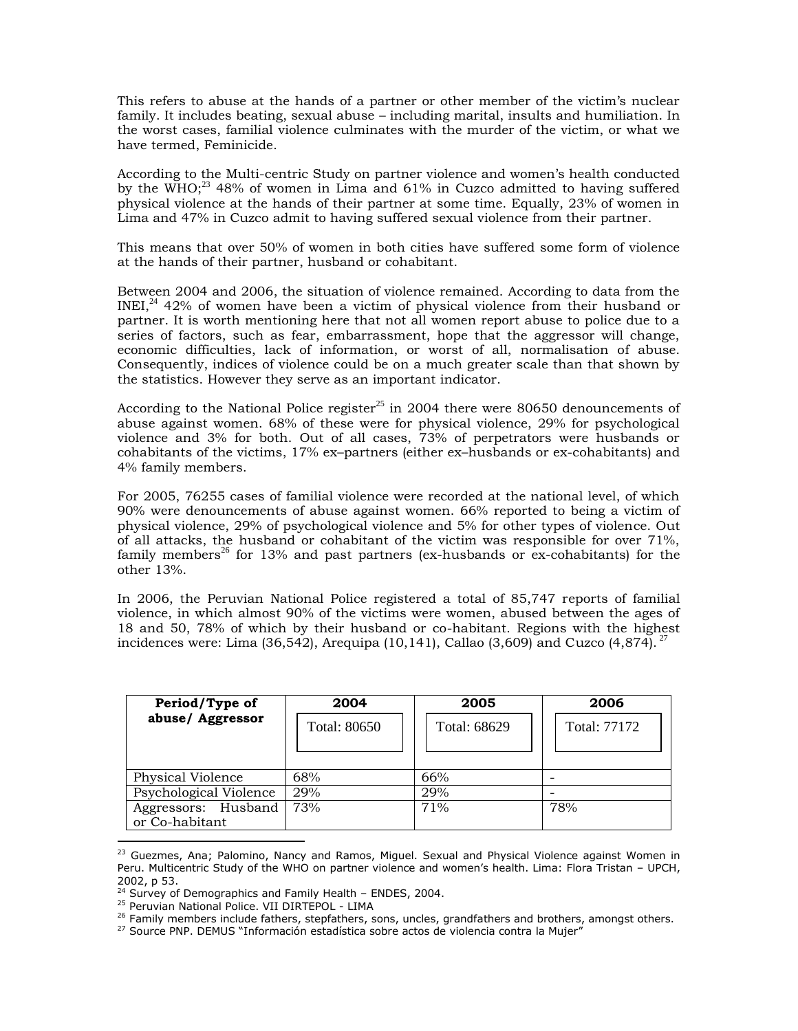This refers to abuse at the hands of a partner or other member of the victim's nuclear family. It includes beating, sexual abuse – including marital, insults and humiliation. In the worst cases, familial violence culminates with the murder of the victim, or what we have termed, Feminicide.

According to the Multi-centric Study on partner violence and women's health conducted by the WHO;[23] 48% of women in Lima and 61% in Cuzco admitted to having suffered physical violence at the hands of their partner at some time. Equally, 23% of women in Lima and 47% in Cuzco admit to having suffered sexual violence from their partner.

This means that over 50% of women in both cities have suffered some form of violence at the hands of their partner, husband or cohabitant.

Between 2004 and 2006, the situation of violence remained. According to data from the INEI,[24] 42% of women have been a victim of physical violence from their husband or partner. It is worth mentioning here that not all women report abuse to police due to a series of factors, such as fear, embarrassment, hope that the aggressor will change, economic difficulties, lack of information, or worst of all, normalisation of abuse. Consequently, indices of violence could be on a much greater scale than that shown by the statistics. However they serve as an important indicator.

According to the National Police register[25] in 2004 there were 80650 denouncements of abuse against women. 68% of these were for physical violence, 29% for psychological violence and 3% for both. Out of all cases, 73% of perpetrators were husbands or cohabitants of the victims, 17% ex–partners (either ex–husbands or ex-cohabitants) and 4% family members.

For 2005, 76255 cases of familial violence were recorded at the national level, of which 90% were denouncements of abuse against women. 66% reported to being a victim of physical violence, 29% of psychological violence and 5% for other types of violence. Out of all attacks, the husband or cohabitant of the victim was responsible for over 71%, family members[26] for 13% and past partners (ex-husbands or ex-cohabitants) for the other 13%.

In 2006, the Peruvian National Police registered a total of 85,747 reports of familial violence, in which almost 90% of the victims were women, abused between the ages of 18 and 50, 78% of which by their husband or co-habitant. Regions with the highest incidences were: Lima (36,542), Arequipa (10,141), Callao (3,609) and Cuzco (4,874).[27]

| **Period/Type of abuse/ Aggressor** | **2004**<br>Total: 80650 | **2005**<br>Total: 68629 | **2006**<br>Total: 77172 |
|---|---|---|---|
| Physical Violence | 68% | 66% | - |
| Psychological Violence | 29% | 29% | - |
| Aggressors: Husband or Co-habitant | 73% | 71% | 78% |

[23] Guezmes, Ana; Palomino, Nancy and Ramos, Miguel. Sexual and Physical Violence against Women in Peru. Multicentric Study of the WHO on partner violence and women's health. Lima: Flora Tristan – UPCH, 2002, p 53.

[24] Survey of Demographics and Family Health – ENDES, 2004.

[25] Peruvian National Police. VII DIRTEPOL - LIMA

[26] Family members include fathers, stepfathers, sons, uncles, grandfathers and brothers, amongst others.

[27] Source PNP. DEMUS "Información estadística sobre actos de violencia contra la Mujer"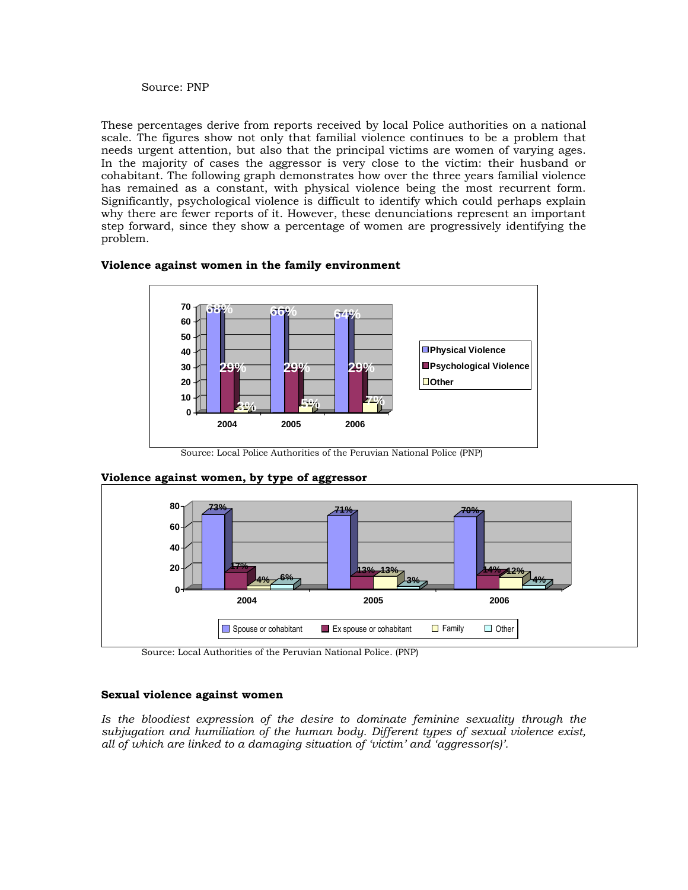Source: PNP

These percentages derive from reports received by local Police authorities on a national scale. The figures show not only that familial violence continues to be a problem that needs urgent attention, but also that the principal victims are women of varying ages. In the majority of cases the aggressor is very close to the victim: their husband or cohabitant. The following graph demonstrates how over the three years familial violence has remained as a constant, with physical violence being the most recurrent form. Significantly, psychological violence is difficult to identify which could perhaps explain why there are fewer reports of it. However, these denunciations represent an important step forward, since they show a percentage of women are progressively identifying the problem.

**Violence against women in the family environment**

| | 2004 | 2005 | 2006 |
|---|---|---|---|
| Physical Violence | 68% | 66% | 64% |
| Psychological Violence | 29% | 29% | 29% |
| Other | 3% | 5% | 7% |

Source: Local Police Authorities of the Peruvian National Police (PNP)

**Violence against women, by type of aggressor**

| | 2004 | 2005 | 2006 |
|---|---|---|---|
| Spouse or cohabitant | 73% | 71% | 70% |
| Ex spouse or cohabitant | 17% | 13% | 14% |
| Family | 4% | 13% | 12% |
| Other | 6% | 3% | 4% |

Source: Local Authorities of the Peruvian National Police. (PNP)

**Sexual violence against women**

*Is the bloodiest expression of the desire to dominate feminine sexuality through the subjugation and humiliation of the human body. Different types of sexual violence exist, all of which are linked to a damaging situation of 'victim' and 'aggressor(s)'.*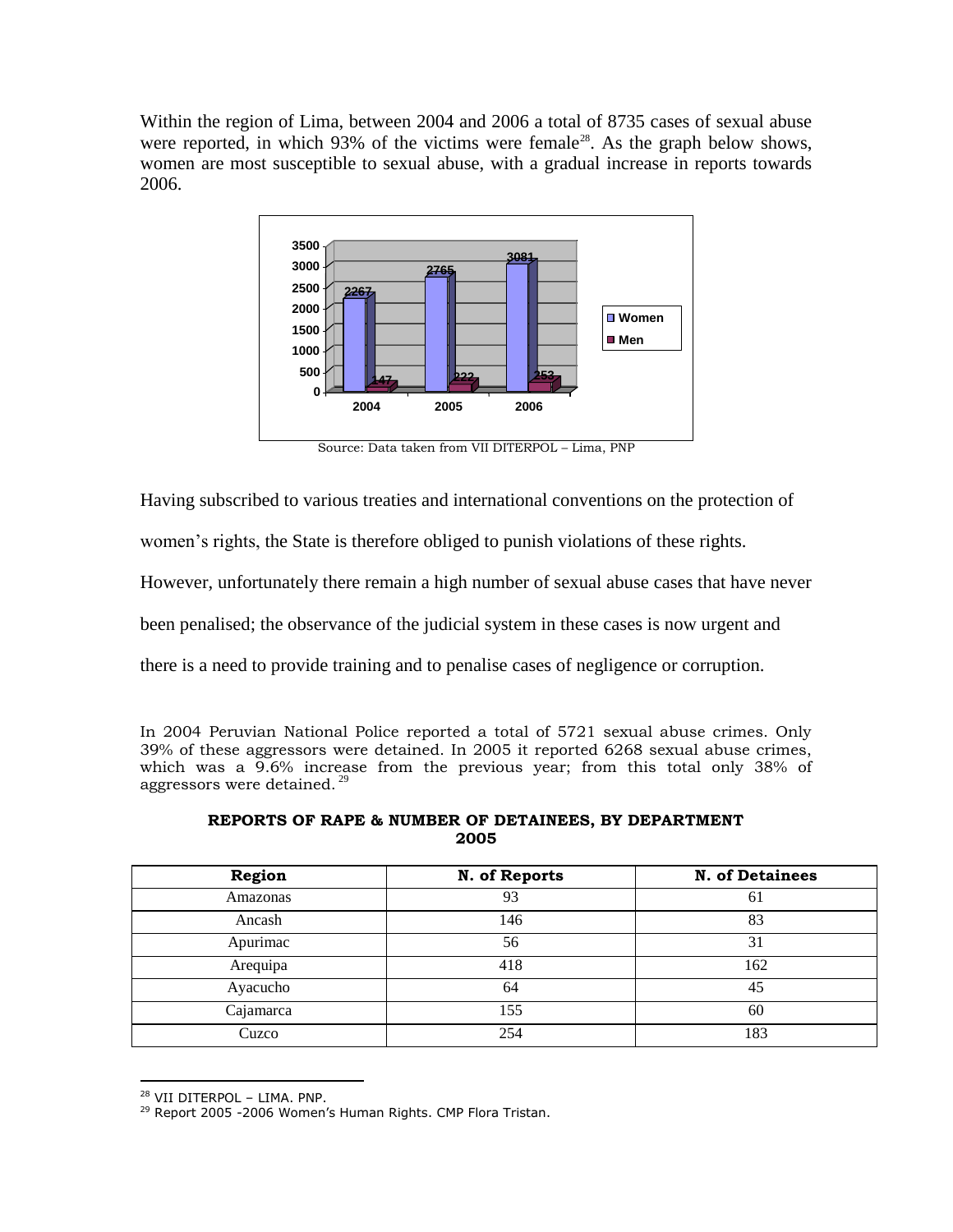Within the region of Lima, between 2004 and 2006 a total of 8735 cases of sexual abuse were reported, in which 93% of the victims were female[28]. As the graph below shows, women are most susceptible to sexual abuse, with a gradual increase in reports towards 2006.

| | Women | Men |
|---|---|---|
| 2004 | 2267 | 147 |
| 2005 | 2765 | 222 |
| 2006 | 3081 | 253 |

Source: Data taken from VII DITERPOL – Lima, PNP

Having subscribed to various treaties and international conventions on the protection of women's rights, the State is therefore obliged to punish violations of these rights. However, unfortunately there remain a high number of sexual abuse cases that have never been penalised; the observance of the judicial system in these cases is now urgent and there is a need to provide training and to penalise cases of negligence or corruption.

In 2004 Peruvian National Police reported a total of 5721 sexual abuse crimes. Only 39% of these aggressors were detained. In 2005 it reported 6268 sexual abuse crimes, which was a 9.6% increase from the previous year; from this total only 38% of aggressors were detained.[29]

**REPORTS OF RAPE & NUMBER OF DETAINEES, BY DEPARTMENT 2005**

| Region | N. of Reports | N. of Detainees |
|---|---|---|
| Amazonas | 93 | 61 |
| Ancash | 146 | 83 |
| Apurimac | 56 | 31 |
| Arequipa | 418 | 162 |
| Ayacucho | 64 | 45 |
| Cajamarca | 155 | 60 |
| Cuzco | 254 | 183 |

[28] VII DITERPOL – LIMA. PNP.

[29] Report 2005 -2006 Women's Human Rights. CMP Flora Tristan.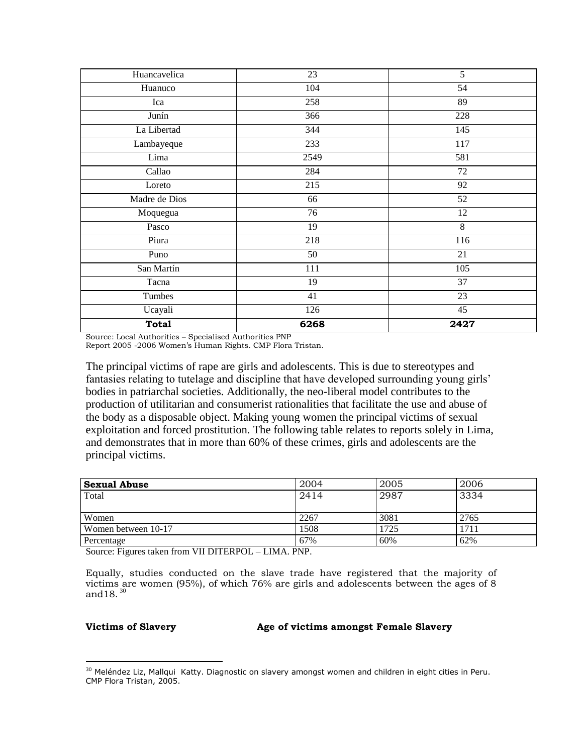| Huancavelica | 23 | 5 |
|---|---|---|
| Huanuco | 104 | 54 |
| Ica | 258 | 89 |
| Junín | 366 | 228 |
| La Libertad | 344 | 145 |
| Lambayeque | 233 | 117 |
| Lima | 2549 | 581 |
| Callao | 284 | 72 |
| Loreto | 215 | 92 |
| Madre de Dios | 66 | 52 |
| Moquegua | 76 | 12 |
| Pasco | 19 | 8 |
| Piura | 218 | 116 |
| Puno | 50 | 21 |
| San Martín | 111 | 105 |
| Tacna | 19 | 37 |
| Tumbes | 41 | 23 |
| Ucayali | 126 | 45 |
| **Total** | **6268** | **2427** |

Source: Local Authorities – Specialised Authorities PNP
Report 2005 -2006 Women's Human Rights. CMP Flora Tristan.

The principal victims of rape are girls and adolescents. This is due to stereotypes and fantasies relating to tutelage and discipline that have developed surrounding young girls' bodies in patriarchal societies. Additionally, the neo-liberal model contributes to the production of utilitarian and consumerist rationalities that facilitate the use and abuse of the body as a disposable object. Making young women the principal victims of sexual exploitation and forced prostitution. The following table relates to reports solely in Lima, and demonstrates that in more than 60% of these crimes, girls and adolescents are the principal victims.

| **Sexual Abuse** | 2004 | 2005 | 2006 |
|---|---|---|---|
| Total | 2414 | 2987 | 3334 |
| Women | 2267 | 3081 | 2765 |
| Women between 10-17 | 1508 | 1725 | 1711 |
| Percentage | 67% | 60% | 62% |

Source: Figures taken from VII DITERPOL – LIMA. PNP.

Equally, studies conducted on the slave trade have registered that the majority of victims are women (95%), of which 76% are girls and adolescents between the ages of 8 and18. [30]

**Victims of Slavery** **Age of victims amongst Female Slavery**

[30] Meléndez Liz, Mallqui Katty. Diagnostic on slavery amongst women and children in eight cities in Peru. CMP Flora Tristan, 2005.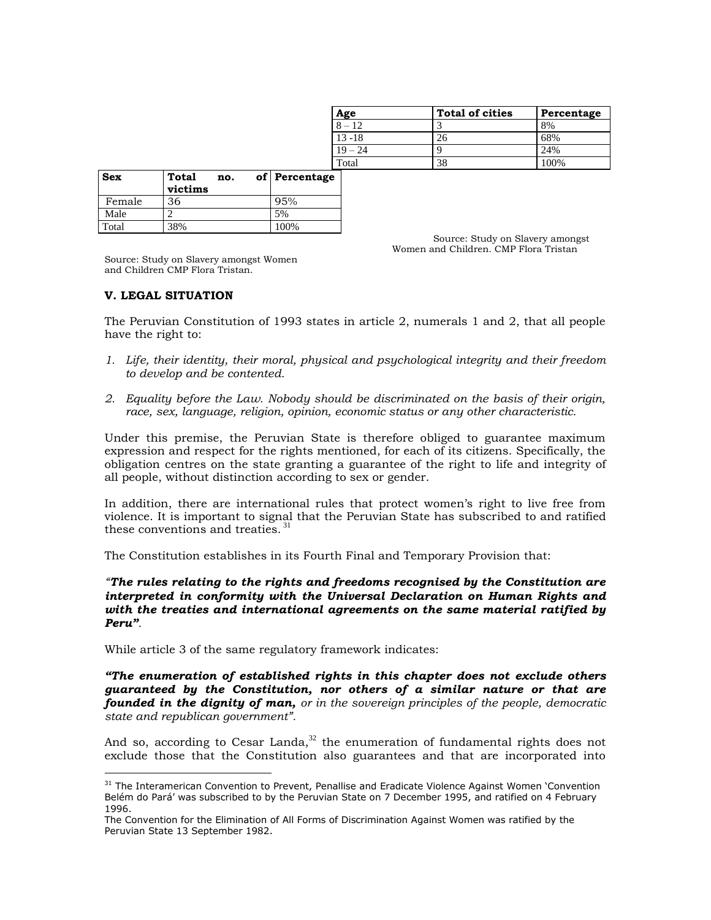| Age | Total of cities | Percentage |
|---|---|---|
| 8 – 12 | 3 | 8% |
| 13 -18 | 26 | 68% |
| 19 – 24 | 9 | 24% |
| Total | 38 | 100% |

Source: Study on Slavery amongst Women and Children. CMP Flora Tristan

| Sex | Total no. of victims | Percentage |
|---|---|---|
| Female | 36 | 95% |
| Male | 2 | 5% |
| Total | 38% | 100% |

Source: Study on Slavery amongst Women and Children CMP Flora Tristan.

### V. LEGAL SITUATION

The Peruvian Constitution of 1993 states in article 2, numerals 1 and 2, that all people have the right to:

1. *Life, their identity, their moral, physical and psychological integrity and their freedom to develop and be contented.*
2. *Equality before the Law. Nobody should be discriminated on the basis of their origin, race, sex, language, religion, opinion, economic status or any other characteristic.*

Under this premise, the Peruvian State is therefore obliged to guarantee maximum expression and respect for the rights mentioned, for each of its citizens. Specifically, the obligation centres on the state granting a guarantee of the right to life and integrity of all people, without distinction according to sex or gender.

In addition, there are international rules that protect women's right to live free from violence. It is important to signal that the Peruvian State has subscribed to and ratified these conventions and treaties. [31]

The Constitution establishes in its Fourth Final and Temporary Provision that:

*"**The rules relating to the rights and freedoms recognised by the Constitution are interpreted in conformity with the Universal Declaration on Human Rights and with the treaties and international agreements on the same material ratified by Peru"**.*

While article 3 of the same regulatory framework indicates:

***"The enumeration of established rights in this chapter does not exclude others guaranteed by the Constitution, nor others of a similar nature or that are founded in the dignity of man,*** *or in the sovereign principles of the people, democratic state and republican government".*

And so, according to Cesar Landa,[32] the enumeration of fundamental rights does not exclude those that the Constitution also guarantees and that are incorporated into

---

[31] The Interamerican Convention to Prevent, Penallise and Eradicate Violence Against Women 'Convention Belém do Pará' was subscribed to by the Peruvian State on 7 December 1995, and ratified on 4 February 1996.
The Convention for the Elimination of All Forms of Discrimination Against Women was ratified by the Peruvian State 13 September 1982.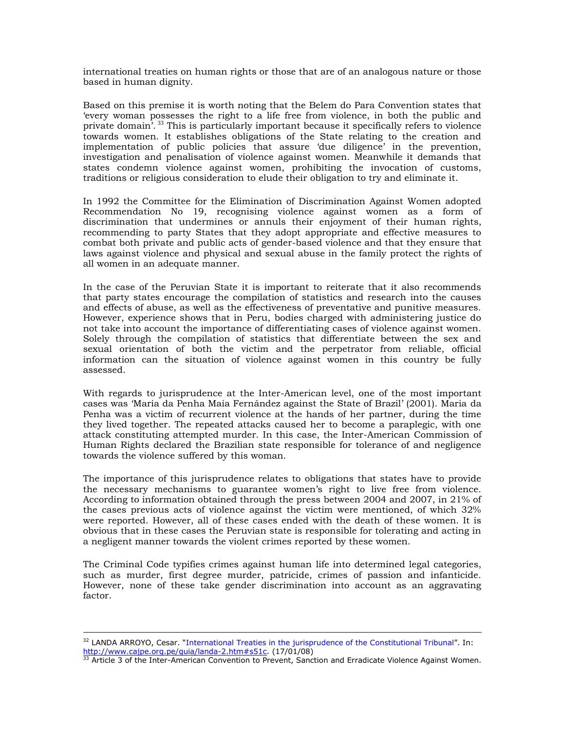international treaties on human rights or those that are of an analogous nature or those based in human dignity.

Based on this premise it is worth noting that the Belem do Para Convention states that 'every woman possesses the right to a life free from violence, in both the public and private domain'.[33] This is particularly important because it specifically refers to violence towards women. It establishes obligations of the State relating to the creation and implementation of public policies that assure 'due diligence' in the prevention, investigation and penalisation of violence against women. Meanwhile it demands that states condemn violence against women, prohibiting the invocation of customs, traditions or religious consideration to elude their obligation to try and eliminate it.

In 1992 the Committee for the Elimination of Discrimination Against Women adopted Recommendation No 19, recognising violence against women as a form of discrimination that undermines or annuls their enjoyment of their human rights, recommending to party States that they adopt appropriate and effective measures to combat both private and public acts of gender-based violence and that they ensure that laws against violence and physical and sexual abuse in the family protect the rights of all women in an adequate manner.

In the case of the Peruvian State it is important to reiterate that it also recommends that party states encourage the compilation of statistics and research into the causes and effects of abuse, as well as the effectiveness of preventative and punitive measures. However, experience shows that in Peru, bodies charged with administering justice do not take into account the importance of differentiating cases of violence against women. Solely through the compilation of statistics that differentiate between the sex and sexual orientation of both the victim and the perpetrator from reliable, official information can the situation of violence against women in this country be fully assessed.

With regards to jurisprudence at the Inter-American level, one of the most important cases was 'Maria da Penha Maia Fernández against the State of Brazil' (2001). Maria da Penha was a victim of recurrent violence at the hands of her partner, during the time they lived together. The repeated attacks caused her to become a paraplegic, with one attack constituting attempted murder. In this case, the Inter-American Commission of Human Rights declared the Brazilian state responsible for tolerance of and negligence towards the violence suffered by this woman.

The importance of this jurisprudence relates to obligations that states have to provide the necessary mechanisms to guarantee women's right to live free from violence. According to information obtained through the press between 2004 and 2007, in 21% of the cases previous acts of violence against the victim were mentioned, of which 32% were reported. However, all of these cases ended with the death of these women. It is obvious that in these cases the Peruvian state is responsible for tolerating and acting in a negligent manner towards the violent crimes reported by these women.

The Criminal Code typifies crimes against human life into determined legal categories, such as murder, first degree murder, patricide, crimes of passion and infanticide. However, none of these take gender discrimination into account as an aggravating factor.

---

[32] LANDA ARROYO, Cesar. "International Treaties in the jurisprudence of the Constitutional Tribunal". In: http://www.cajpe.org.pe/guia/landa-2.htm#s51c. (17/01/08)

[33] Article 3 of the Inter-American Convention to Prevent, Sanction and Erradicate Violence Against Women.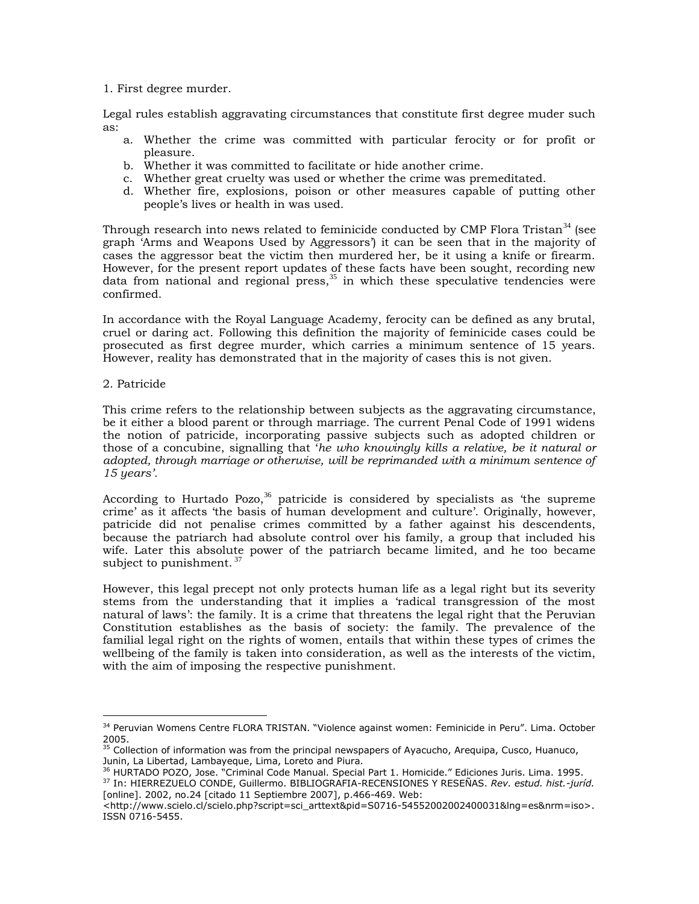1. First degree murder.

Legal rules establish aggravating circumstances that constitute first degree muder such as:

a. Whether the crime was committed with particular ferocity or for profit or pleasure.
b. Whether it was committed to facilitate or hide another crime.
c. Whether great cruelty was used or whether the crime was premeditated.
d. Whether fire, explosions, poison or other measures capable of putting other people's lives or health in was used.

Through research into news related to feminicide conducted by CMP Flora Tristan[34] (see graph 'Arms and Weapons Used by Aggressors') it can be seen that in the majority of cases the aggressor beat the victim then murdered her, be it using a knife or firearm. However, for the present report updates of these facts have been sought, recording new data from national and regional press,[35] in which these speculative tendencies were confirmed.

In accordance with the Royal Language Academy, ferocity can be defined as any brutal, cruel or daring act. Following this definition the majority of feminicide cases could be prosecuted as first degree murder, which carries a minimum sentence of 15 years. However, reality has demonstrated that in the majority of cases this is not given.

2. Patricide

This crime refers to the relationship between subjects as the aggravating circumstance, be it either a blood parent or through marriage. The current Penal Code of 1991 widens the notion of patricide, incorporating passive subjects such as adopted children or those of a concubine, signalling that '*he who knowingly kills a relative, be it natural or adopted, through marriage or otherwise, will be reprimanded with a minimum sentence of 15 years'*.

According to Hurtado Pozo,[36] patricide is considered by specialists as 'the supreme crime' as it affects 'the basis of human development and culture'. Originally, however, patricide did not penalise crimes committed by a father against his descendents, because the patriarch had absolute control over his family, a group that included his wife. Later this absolute power of the patriarch became limited, and he too became subject to punishment.[37]

However, this legal precept not only protects human life as a legal right but its severity stems from the understanding that it implies a 'radical transgression of the most natural of laws': the family. It is a crime that threatens the legal right that the Peruvian Constitution establishes as the basis of society: the family. The prevalence of the familial legal right on the rights of women, entails that within these types of crimes the wellbeing of the family is taken into consideration, as well as the interests of the victim, with the aim of imposing the respective punishment.

---

[34] Peruvian Womens Centre FLORA TRISTAN. "Violence against women: Feminicide in Peru". Lima. October 2005.

[35] Collection of information was from the principal newspapers of Ayacucho, Arequipa, Cusco, Huanuco, Junin, La Libertad, Lambayeque, Lima, Loreto and Piura.

[36] HURTADO POZO, Jose. "Criminal Code Manual. Special Part 1. Homicide." Ediciones Juris. Lima. 1995.

[37] In: HIERREZUELO CONDE, Guillermo. BIBLIOGRAFIA-RECENSIONES Y RESEÑAS. *Rev. estud. hist.-juríd.* [online]. 2002, no.24 [citado 11 Septiembre 2007], p.466-469. Web: <http://www.scielo.cl/scielo.php?script=sci_arttext&pid=S0716-54552002002400031&lng=es&nrm=iso>. ISSN 0716-5455.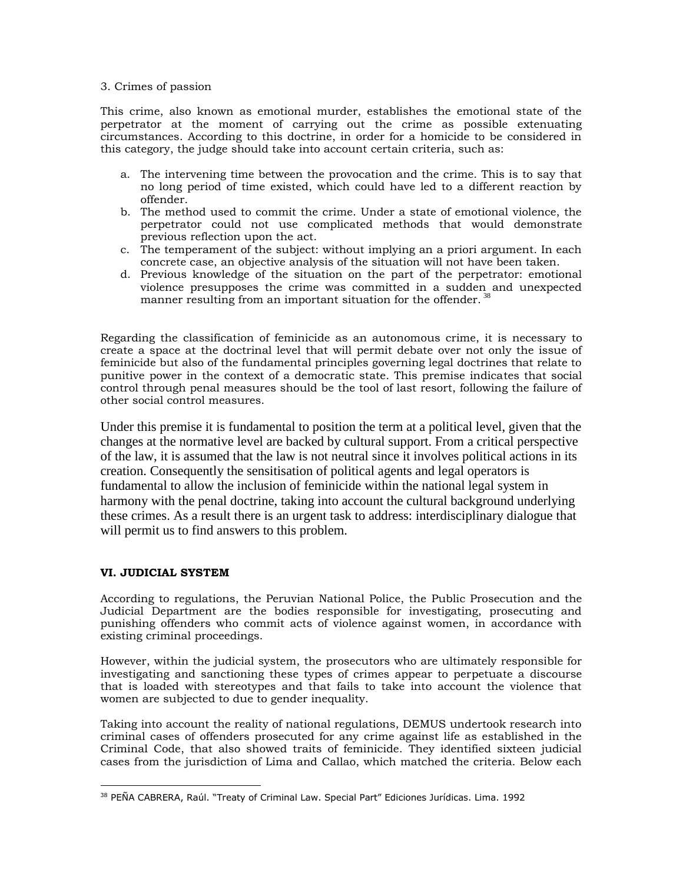3. Crimes of passion

This crime, also known as emotional murder, establishes the emotional state of the perpetrator at the moment of carrying out the crime as possible extenuating circumstances. According to this doctrine, in order for a homicide to be considered in this category, the judge should take into account certain criteria, such as:

a. The intervening time between the provocation and the crime. This is to say that no long period of time existed, which could have led to a different reaction by offender.
b. The method used to commit the crime. Under a state of emotional violence, the perpetrator could not use complicated methods that would demonstrate previous reflection upon the act.
c. The temperament of the subject: without implying an a priori argument. In each concrete case, an objective analysis of the situation will not have been taken.
d. Previous knowledge of the situation on the part of the perpetrator: emotional violence presupposes the crime was committed in a sudden and unexpected manner resulting from an important situation for the offender. [38]

Regarding the classification of feminicide as an autonomous crime, it is necessary to create a space at the doctrinal level that will permit debate over not only the issue of feminicide but also of the fundamental principles governing legal doctrines that relate to punitive power in the context of a democratic state. This premise indicates that social control through penal measures should be the tool of last resort, following the failure of other social control measures.

Under this premise it is fundamental to position the term at a political level, given that the changes at the normative level are backed by cultural support. From a critical perspective of the law, it is assumed that the law is not neutral since it involves political actions in its creation. Consequently the sensitisation of political agents and legal operators is fundamental to allow the inclusion of feminicide within the national legal system in harmony with the penal doctrine, taking into account the cultural background underlying these crimes. As a result there is an urgent task to address: interdisciplinary dialogue that will permit us to find answers to this problem.

## VI. JUDICIAL SYSTEM

According to regulations, the Peruvian National Police, the Public Prosecution and the Judicial Department are the bodies responsible for investigating, prosecuting and punishing offenders who commit acts of violence against women, in accordance with existing criminal proceedings.

However, within the judicial system, the prosecutors who are ultimately responsible for investigating and sanctioning these types of crimes appear to perpetuate a discourse that is loaded with stereotypes and that fails to take into account the violence that women are subjected to due to gender inequality.

Taking into account the reality of national regulations, DEMUS undertook research into criminal cases of offenders prosecuted for any crime against life as established in the Criminal Code, that also showed traits of feminicide. They identified sixteen judicial cases from the jurisdiction of Lima and Callao, which matched the criteria. Below each

[38] PEÑA CABRERA, Raúl. "Treaty of Criminal Law. Special Part" Ediciones Jurídicas. Lima. 1992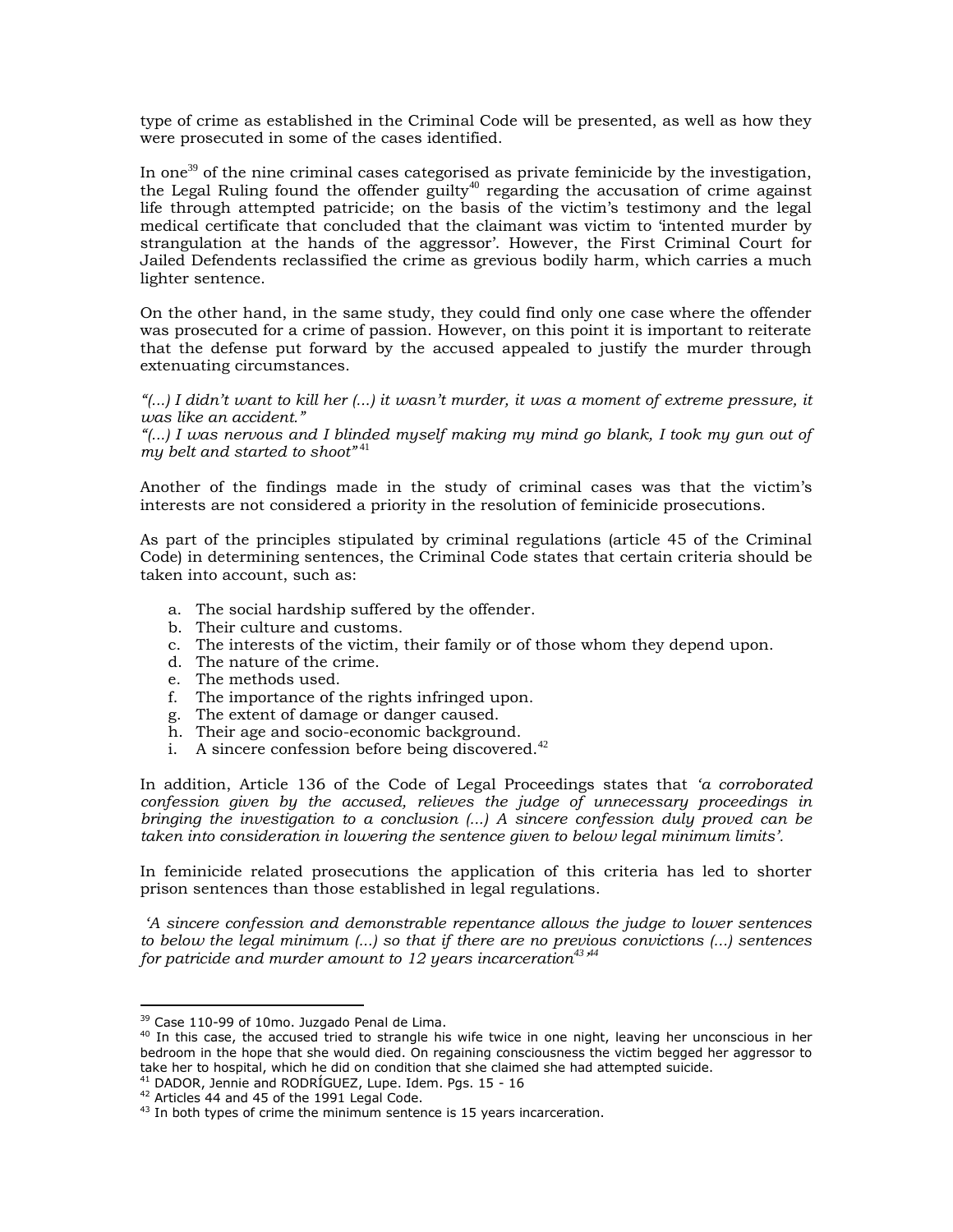type of crime as established in the Criminal Code will be presented, as well as how they were prosecuted in some of the cases identified.

In one[39] of the nine criminal cases categorised as private feminicide by the investigation, the Legal Ruling found the offender guilty[40] regarding the accusation of crime against life through attempted patricide; on the basis of the victim's testimony and the legal medical certificate that concluded that the claimant was victim to 'intented murder by strangulation at the hands of the aggressor'. However, the First Criminal Court for Jailed Defendents reclassified the crime as grevious bodily harm, which carries a much lighter sentence.

On the other hand, in the same study, they could find only one case where the offender was prosecuted for a crime of passion. However, on this point it is important to reiterate that the defense put forward by the accused appealed to justify the murder through extenuating circumstances.

*"(...) I didn't want to kill her (...) it wasn't murder, it was a moment of extreme pressure, it was like an accident."*
*"(...) I was nervous and I blinded myself making my mind go blank, I took my gun out of my belt and started to shoot"*[41]

Another of the findings made in the study of criminal cases was that the victim's interests are not considered a priority in the resolution of feminicide prosecutions.

As part of the principles stipulated by criminal regulations (article 45 of the Criminal Code) in determining sentences, the Criminal Code states that certain criteria should be taken into account, such as:

a. The social hardship suffered by the offender.
b. Their culture and customs.
c. The interests of the victim, their family or of those whom they depend upon.
d. The nature of the crime.
e. The methods used.
f. The importance of the rights infringed upon.
g. The extent of damage or danger caused.
h. Their age and socio-economic background.
i. A sincere confession before being discovered.[42]

In addition, Article 136 of the Code of Legal Proceedings states that *'a corroborated confession given by the accused, relieves the judge of unnecessary proceedings in bringing the investigation to a conclusion (...) A sincere confession duly proved can be taken into consideration in lowering the sentence given to below legal minimum limits'.*

In feminicide related prosecutions the application of this criteria has led to shorter prison sentences than those established in legal regulations.

*'A sincere confession and demonstrable repentance allows the judge to lower sentences to below the legal minimum (...) so that if there are no previous convictions (...) sentences for patricide and murder amount to 12 years incarceration*[43]*'*[44]

---

[39] Case 110-99 of 10mo. Juzgado Penal de Lima.

[40] In this case, the accused tried to strangle his wife twice in one night, leaving her unconscious in her bedroom in the hope that she would died. On regaining consciousness the victim begged her aggressor to take her to hospital, which he did on condition that she claimed she had attempted suicide.

[41] DADOR, Jennie and RODRÍGUEZ, Lupe. Idem. Pgs. 15 - 16

[42] Articles 44 and 45 of the 1991 Legal Code.

[43] In both types of crime the minimum sentence is 15 years incarceration.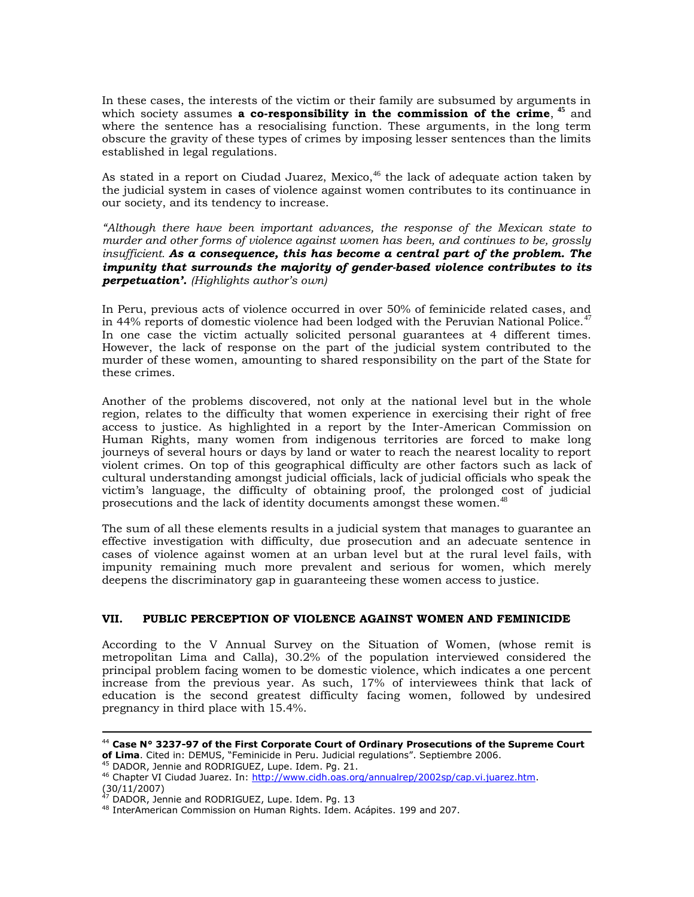In these cases, the interests of the victim or their family are subsumed by arguments in which society assumes **a co-responsibility in the commission of the crime**, [45] and where the sentence has a resocialising function. These arguments, in the long term obscure the gravity of these types of crimes by imposing lesser sentences than the limits established in legal regulations.

As stated in a report on Ciudad Juarez, Mexico,[46] the lack of adequate action taken by the judicial system in cases of violence against women contributes to its continuance in our society, and its tendency to increase.

*"Although there have been important advances, the response of the Mexican state to murder and other forms of violence against women has been, and continues to be, grossly insufficient.* ***As a consequence, this has become a central part of the problem. The impunity that surrounds the majority of gender-based violence contributes to its perpetuation'.*** *(Highlights author's own)*

In Peru, previous acts of violence occurred in over 50% of feminicide related cases, and in 44% reports of domestic violence had been lodged with the Peruvian National Police.[47] In one case the victim actually solicited personal guarantees at 4 different times. However, the lack of response on the part of the judicial system contributed to the murder of these women, amounting to shared responsibility on the part of the State for these crimes.

Another of the problems discovered, not only at the national level but in the whole region, relates to the difficulty that women experience in exercising their right of free access to justice. As highlighted in a report by the Inter-American Commission on Human Rights, many women from indigenous territories are forced to make long journeys of several hours or days by land or water to reach the nearest locality to report violent crimes. On top of this geographical difficulty are other factors such as lack of cultural understanding amongst judicial officials, lack of judicial officials who speak the victim's language, the difficulty of obtaining proof, the prolonged cost of judicial prosecutions and the lack of identity documents amongst these women.[48]

The sum of all these elements results in a judicial system that manages to guarantee an effective investigation with difficulty, due prosecution and an adecuate sentence in cases of violence against women at an urban level but at the rural level fails, with impunity remaining much more prevalent and serious for women, which merely deepens the discriminatory gap in guaranteeing these women access to justice.

## VII. PUBLIC PERCEPTION OF VIOLENCE AGAINST WOMEN AND FEMINICIDE

According to the V Annual Survey on the Situation of Women, (whose remit is metropolitan Lima and Calla), 30.2% of the population interviewed considered the principal problem facing women to be domestic violence, which indicates a one percent increase from the previous year. As such, 17% of interviewees think that lack of education is the second greatest difficulty facing women, followed by undesired pregnancy in third place with 15.4%.

---

[44] **Case N° 3237-97 of the First Corporate Court of Ordinary Prosecutions of the Supreme Court of Lima**. Cited in: DEMUS, "Feminicide in Peru. Judicial regulations". Septiembre 2006.

[45] DADOR, Jennie and RODRIGUEZ, Lupe. Idem. Pg. 21.

[46] Chapter VI Ciudad Juarez. In: http://www.cidh.oas.org/annualrep/2002sp/cap.vi.juarez.htm. (30/11/2007)

[47] DADOR, Jennie and RODRIGUEZ, Lupe. Idem. Pg. 13

[48] InterAmerican Commission on Human Rights. Idem. Acápites. 199 and 207.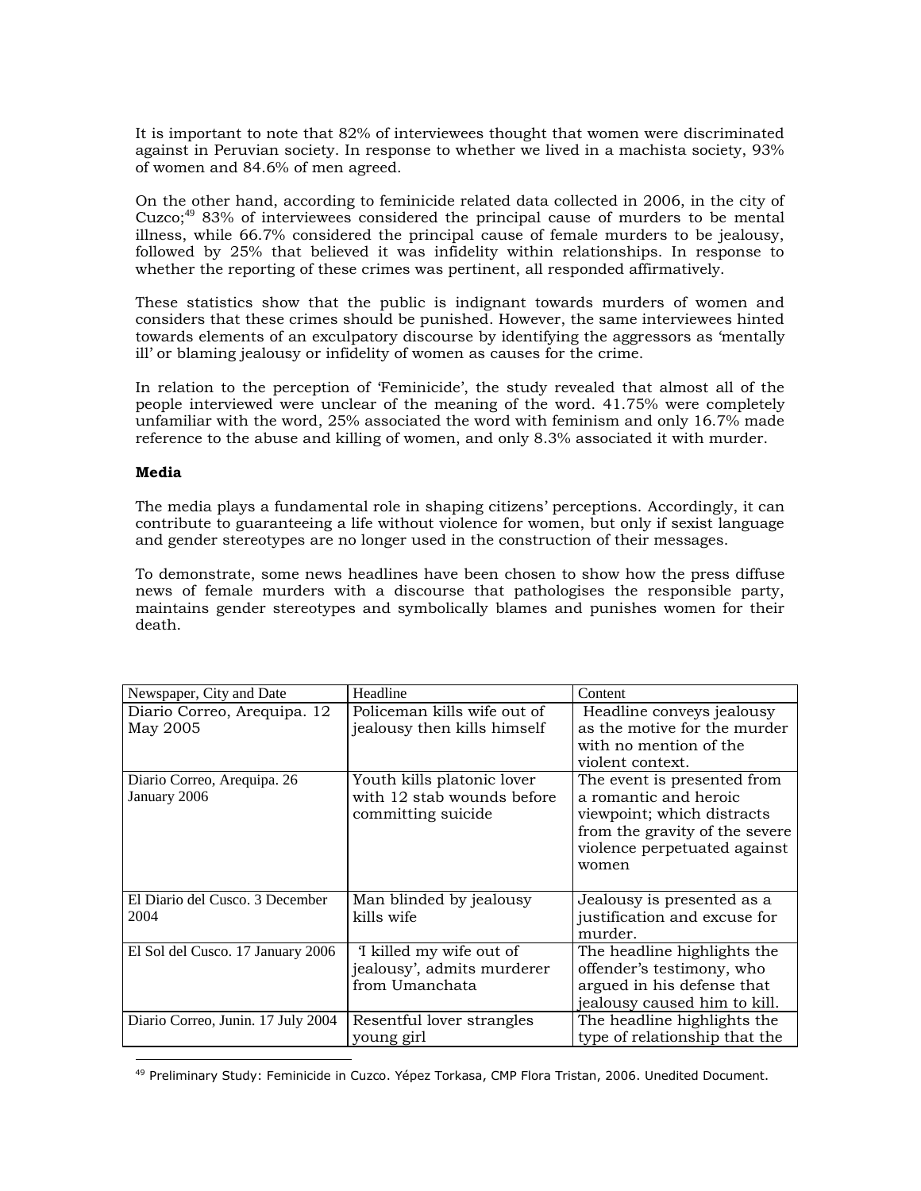It is important to note that 82% of interviewees thought that women were discriminated against in Peruvian society. In response to whether we lived in a machista society, 93% of women and 84.6% of men agreed.

On the other hand, according to feminicide related data collected in 2006, in the city of Cuzco;[49] 83% of interviewees considered the principal cause of murders to be mental illness, while 66.7% considered the principal cause of female murders to be jealousy, followed by 25% that believed it was infidelity within relationships. In response to whether the reporting of these crimes was pertinent, all responded affirmatively.

These statistics show that the public is indignant towards murders of women and considers that these crimes should be punished. However, the same interviewees hinted towards elements of an exculpatory discourse by identifying the aggressors as 'mentally ill' or blaming jealousy or infidelity of women as causes for the crime.

In relation to the perception of 'Feminicide', the study revealed that almost all of the people interviewed were unclear of the meaning of the word. 41.75% were completely unfamiliar with the word, 25% associated the word with feminism and only 16.7% made reference to the abuse and killing of women, and only 8.3% associated it with murder.

**Media**

The media plays a fundamental role in shaping citizens' perceptions. Accordingly, it can contribute to guaranteeing a life without violence for women, but only if sexist language and gender stereotypes are no longer used in the construction of their messages.

To demonstrate, some news headlines have been chosen to show how the press diffuse news of female murders with a discourse that pathologises the responsible party, maintains gender stereotypes and symbolically blames and punishes women for their death.

| Newspaper, City and Date | Headline | Content |
|---|---|---|
| Diario Correo, Arequipa. 12 May 2005 | Policeman kills wife out of jealousy then kills himself | Headline conveys jealousy as the motive for the murder with no mention of the violent context. |
| Diario Correo, Arequipa. 26 January 2006 | Youth kills platonic lover with 12 stab wounds before committing suicide | The event is presented from a romantic and heroic viewpoint; which distracts from the gravity of the severe violence perpetuated against women |
| El Diario del Cusco. 3 December 2004 | Man blinded by jealousy kills wife | Jealousy is presented as a justification and excuse for murder. |
| El Sol del Cusco. 17 January 2006 | 'I killed my wife out of jealousy', admits murderer from Umanchata | The headline highlights the offender's testimony, who argued in his defense that jealousy caused him to kill. |
| Diario Correo, Junin. 17 July 2004 | Resentful lover strangles young girl | The headline highlights the type of relationship that the |

[49] Preliminary Study: Feminicide in Cuzco. Yépez Torkasa, CMP Flora Tristan, 2006. Unedited Document.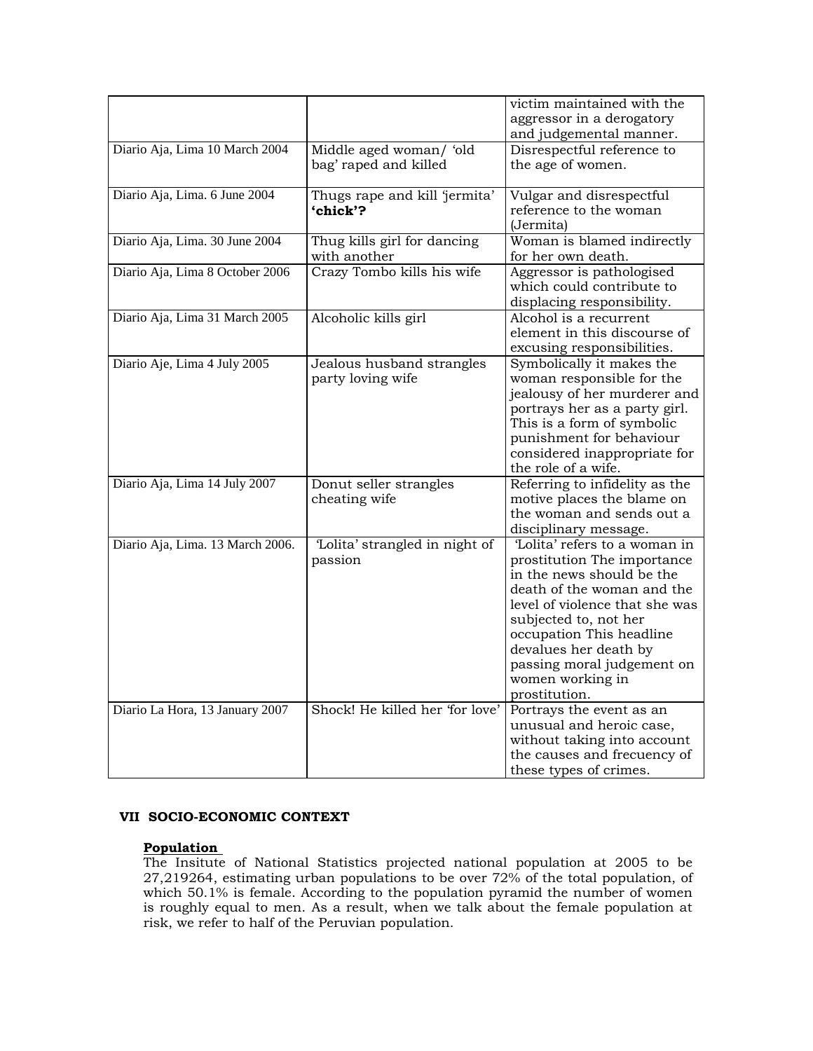| | | |
|---|---|---|
| | | victim maintained with the aggressor in a derogatory and judgemental manner. |
| Diario Aja, Lima 10 March 2004 | Middle aged woman/ 'old bag' raped and killed | Disrespectful reference to the age of women. |
| Diario Aja, Lima. 6 June 2004 | Thugs rape and kill 'jermita' **'chick'?** | Vulgar and disrespectful reference to the woman (Jermita) |
| Diario Aja, Lima. 30 June 2004 | Thug kills girl for dancing with another | Woman is blamed indirectly for her own death. |
| Diario Aja, Lima 8 October 2006 | Crazy Tombo kills his wife | Aggressor is pathologised which could contribute to displacing responsibility. |
| Diario Aja, Lima 31 March 2005 | Alcoholic kills girl | Alcohol is a recurrent element in this discourse of excusing responsibilities. |
| Diario Aje, Lima 4 July 2005 | Jealous husband strangles party loving wife | Symbolically it makes the woman responsible for the jealousy of her murderer and portrays her as a party girl. This is a form of symbolic punishment for behaviour considered inappropriate for the role of a wife. |
| Diario Aja, Lima 14 July 2007 | Donut seller strangles cheating wife | Referring to infidelity as the motive places the blame on the woman and sends out a disciplinary message. |
| Diario Aja, Lima. 13 March 2006. | 'Lolita' strangled in night of passion | 'Lolita' refers to a woman in prostitution The importance in the news should be the death of the woman and the level of violence that she was subjected to, not her occupation This headline devalues her death by passing moral judgement on women working in prostitution. |
| Diario La Hora, 13 January 2007 | Shock! He killed her 'for love' | Portrays the event as an unusual and heroic case, without taking into account the causes and frecuency of these types of crimes. |

## VII SOCIO-ECONOMIC CONTEXT

**Population**

The Insitute of National Statistics projected national population at 2005 to be 27,219264, estimating urban populations to be over 72% of the total population, of which 50.1% is female. According to the population pyramid the number of women is roughly equal to men. As a result, when we talk about the female population at risk, we refer to half of the Peruvian population.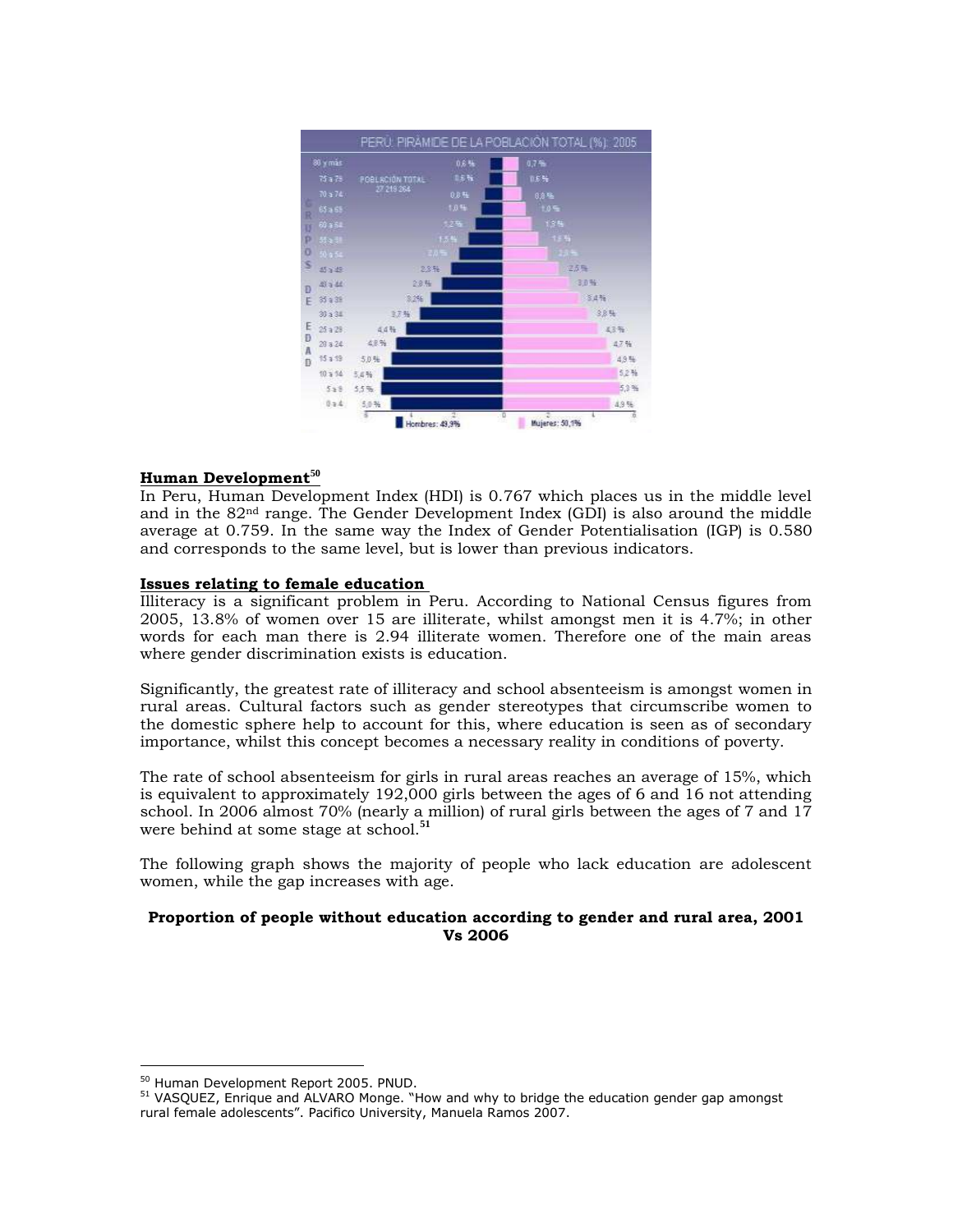## Human Development[50]

In Peru, Human Development Index (HDI) is 0.767 which places us in the middle level and in the 82nd range. The Gender Development Index (GDI) is also around the middle average at 0.759. In the same way the Index of Gender Potentialisation (IGP) is 0.580 and corresponds to the same level, but is lower than previous indicators.

## Issues relating to female education

Illiteracy is a significant problem in Peru. According to National Census figures from 2005, 13.8% of women over 15 are illiterate, whilst amongst men it is 4.7%; in other words for each man there is 2.94 illiterate women. Therefore one of the main areas where gender discrimination exists is education.

Significantly, the greatest rate of illiteracy and school absenteeism is amongst women in rural areas. Cultural factors such as gender stereotypes that circumscribe women to the domestic sphere help to account for this, where education is seen as of secondary importance, whilst this concept becomes a necessary reality in conditions of poverty.

The rate of school absenteeism for girls in rural areas reaches an average of 15%, which is equivalent to approximately 192,000 girls between the ages of 6 and 16 not attending school. In 2006 almost 70% (nearly a million) of rural girls between the ages of 7 and 17 were behind at some stage at school.[51]

The following graph shows the majority of people who lack education are adolescent women, while the gap increases with age.

**Proportion of people without education according to gender and rural area, 2001 Vs 2006**

[50] Human Development Report 2005. PNUD.

[51] VASQUEZ, Enrique and ALVARO Monge. "How and why to bridge the education gender gap amongst rural female adolescents". Pacifico University, Manuela Ramos 2007.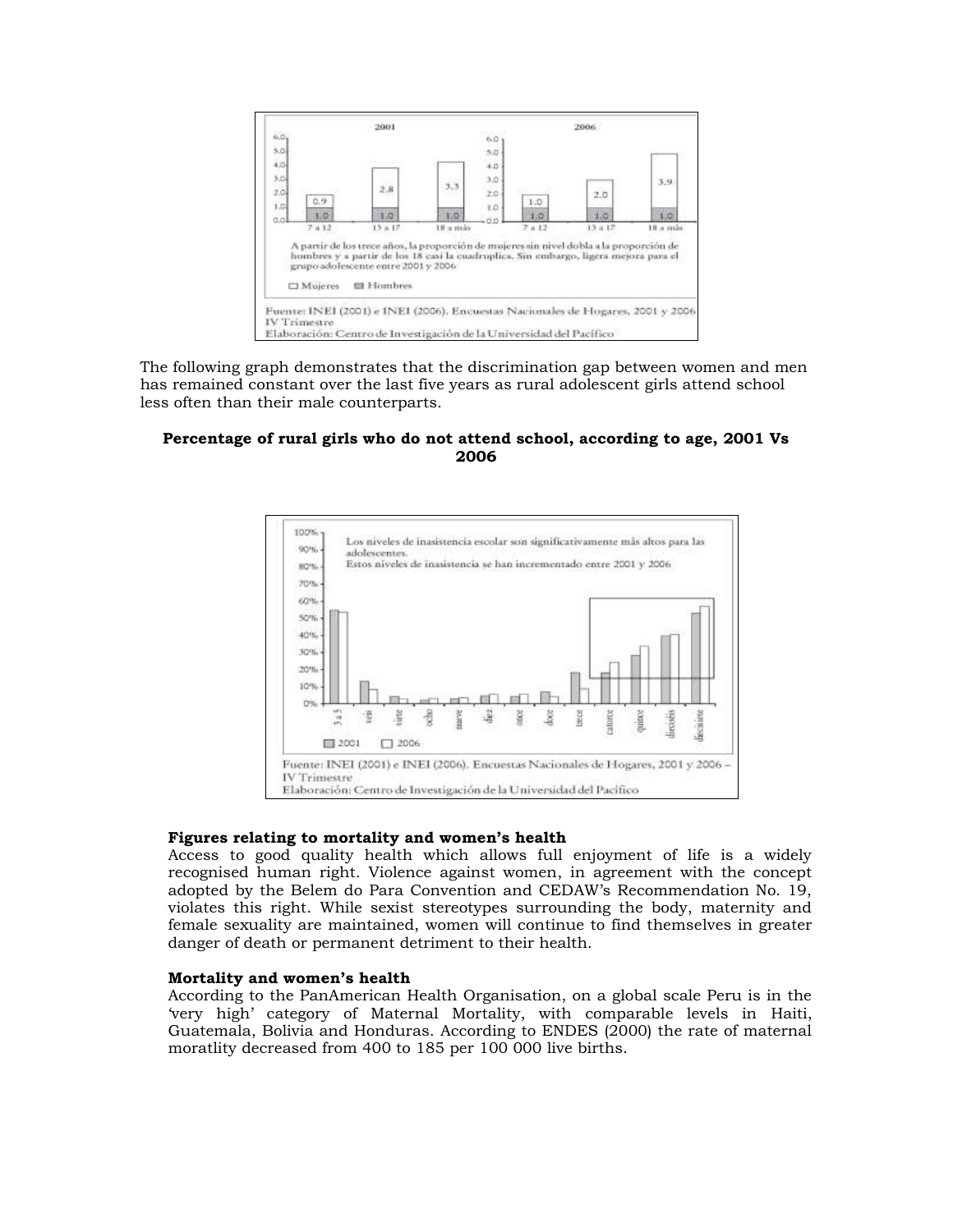| | 2001 | | | 2006 | |
|---|---|---|---|---|---|
| | 7 a 12 | 13 a 17 | 18 a más | 7 a 12 | 13 a 17 | 18 a más |

2001: 7 a 12 — Mujeres 0.9, Hombres 1.0; 13 a 17 — Mujeres 2.8, Hombres 1.0; 18 a más — Mujeres 3.3, Hombres 1.0

2006: 7 a 12 — Mujeres 1.0, Hombres 1.0; 13 a 17 — Mujeres 2.0, Hombres 1.0; 18 a más — Mujeres 3.9, Hombres 1.0

A partir de los trece años, la proporción de mujeres sin nivel dobla a la proporción de hombres y a partir de los 18 casi la cuadruplica. Sin embargo, ligera mejora para el grupo adolescente entre 2001 y 2006

☐ Mujeres ▩ Hombres

Fuente: INEI (2001) e INEI (2006). Encuestas Nacionales de Hogares, 2001 y 2006 IV Trimestre
Elaboración: Centro de Investigación de la Universidad del Pacífico

The following graph demonstrates that the discrimination gap between women and men has remained constant over the last five years as rural adolescent girls attend school less often than their male counterparts.

**Percentage of rural girls who do not attend school, according to age, 2001 Vs 2006**

Los niveles de inasistencia escolar son significativamente más altos para las adolescentes.
Estos niveles de inasistencia se han incrementado entre 2001 y 2006

Ages: 3 a 5, seis, siete, ocho, nueve, diez, once, doce, trece, catorce, quince, dieciséis, diecisiete

▩ 2001 ☐ 2006

Fuente: INEI (2001) e INEI (2006). Encuestas Nacionales de Hogares, 2001 y 2006 – IV Trimestre
Elaboración: Centro de Investigación de la Universidad del Pacífico

### Figures relating to mortality and women's health

Access to good quality health which allows full enjoyment of life is a widely recognised human right. Violence against women, in agreement with the concept adopted by the Belem do Para Convention and CEDAW's Recommendation No. 19, violates this right. While sexist stereotypes surrounding the body, maternity and female sexuality are maintained, women will continue to find themselves in greater danger of death or permanent detriment to their health.

### Mortality and women's health

According to the PanAmerican Health Organisation, on a global scale Peru is in the 'very high' category of Maternal Mortality, with comparable levels in Haiti, Guatemala, Bolivia and Honduras. According to ENDES (2000) the rate of maternal moratlity decreased from 400 to 185 per 100 000 live births.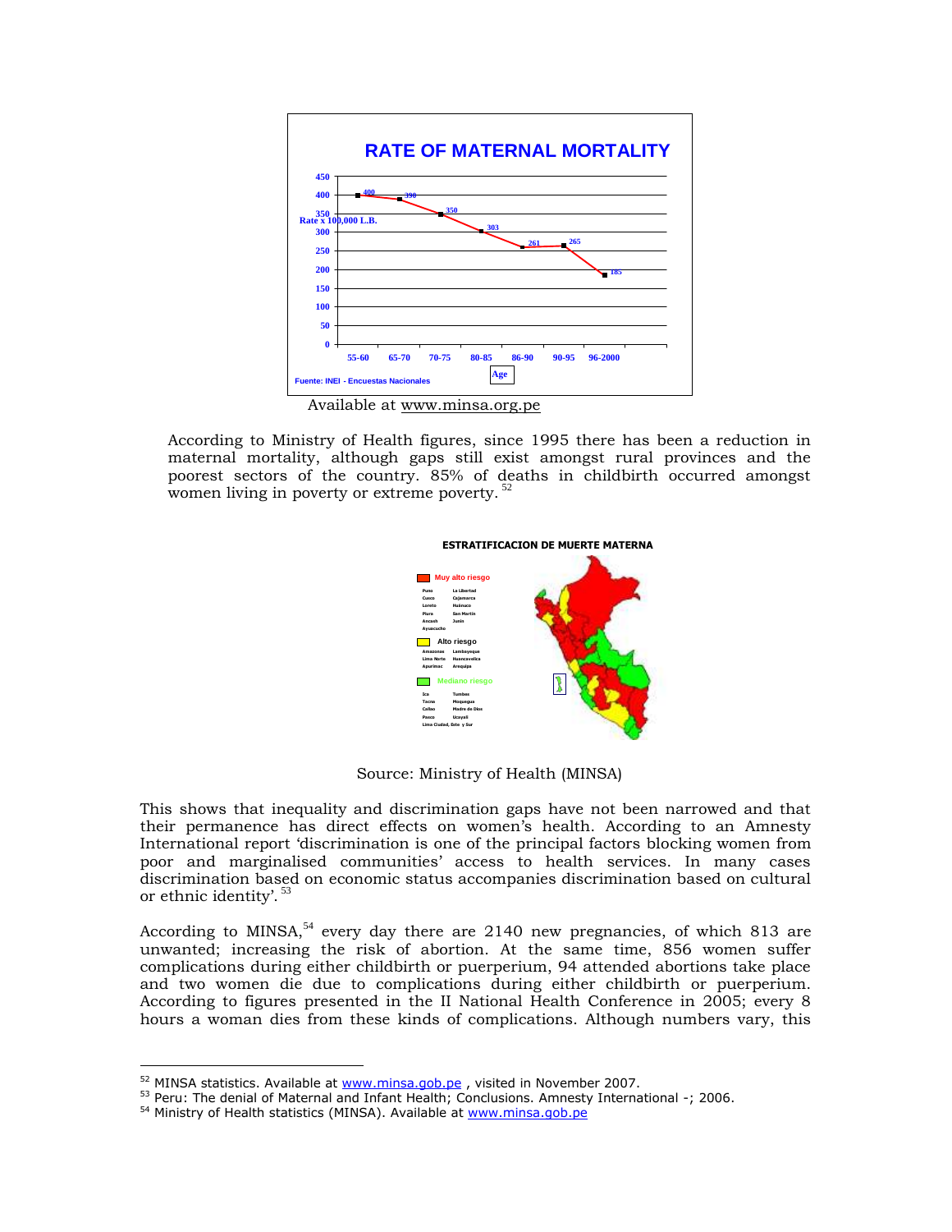**RATE OF MATERNAL MORTALITY**

| Age | 55-60 | 65-70 | 70-75 | 80-85 | 86-90 | 90-95 | 96-2000 |
|---|---|---|---|---|---|---|---|
| Rate x 100,000 L.B. | 400 | 390 | 350 | 303 | 261 | 265 | 185 |

Fuente: INEI - Encuestas Nacionales

Available at www.minsa.org.pe

According to Ministry of Health figures, since 1995 there has been a reduction in maternal mortality, although gaps still exist amongst rural provinces and the poorest sectors of the country. 85% of deaths in childbirth occurred amongst women living in poverty or extreme poverty. [52]

**ESTRATIFICACION DE MUERTE MATERNA**

- **Muy alto riesgo**: Puno, La Libertad, Cusco, Cajamarca, Loreto, Huánuco, Piura, San Martín, Ancash, Junín, Ayacucho
- **Alto riesgo**: Amazonas, Lambayeque, Lima Norte, Huancavelica, Apurímac, Arequipa
- **Mediano riesgo**: Ica, Tumbes, Tacna, Moquegua, Callao, Madre de Dios, Pasco, Ucayali, Lima Ciudad, Este y Sur

Source: Ministry of Health (MINSA)

This shows that inequality and discrimination gaps have not been narrowed and that their permanence has direct effects on women's health. According to an Amnesty International report 'discrimination is one of the principal factors blocking women from poor and marginalised communities' access to health services. In many cases discrimination based on economic status accompanies discrimination based on cultural or ethnic identity'. [53]

According to MINSA,[54] every day there are 2140 new pregnancies, of which 813 are unwanted; increasing the risk of abortion. At the same time, 856 women suffer complications during either childbirth or puerperium, 94 attended abortions take place and two women die due to complications during either childbirth or puerperium. According to figures presented in the II National Health Conference in 2005; every 8 hours a woman dies from these kinds of complications. Although numbers vary, this

---

[52] MINSA statistics. Available at www.minsa.gob.pe , visited in November 2007.

[53] Peru: The denial of Maternal and Infant Health; Conclusions. Amnesty International -; 2006.

[54] Ministry of Health statistics (MINSA). Available at www.minsa.gob.pe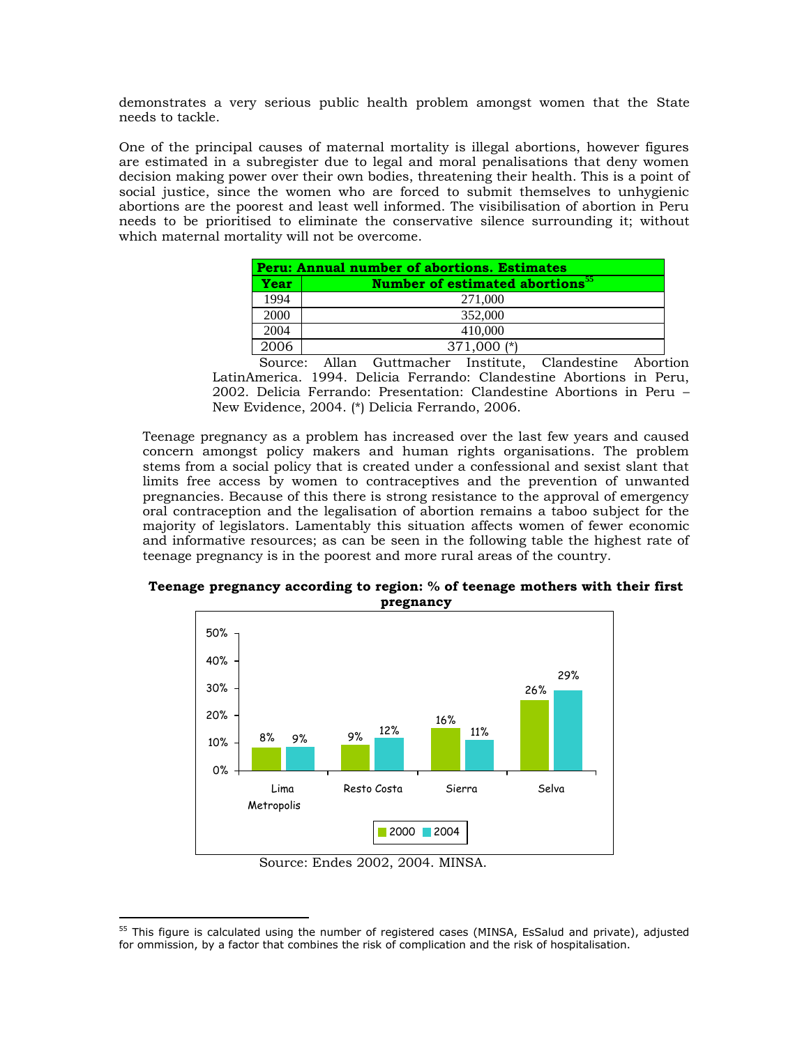demonstrates a very serious public health problem amongst women that the State needs to tackle.

One of the principal causes of maternal mortality is illegal abortions, however figures are estimated in a subregister due to legal and moral penalisations that deny women decision making power over their own bodies, threatening their health. This is a point of social justice, since the women who are forced to submit themselves to unhygienic abortions are the poorest and least well informed. The visibilisation of abortion in Peru needs to be prioritised to eliminate the conservative silence surrounding it; without which maternal mortality will not be overcome.

| **Peru: Annual number of abortions. Estimates** | |
|---|---|
| **Year** | **Number of estimated abortions**[55] |
| 1994 | 271,000 |
| 2000 | 352,000 |
| 2004 | 410,000 |
| 2006 | 371,000 (*) |

Source: Allan Guttmacher Institute, Clandestine Abortion LatinAmerica. 1994. Delicia Ferrando: Clandestine Abortions in Peru, 2002. Delicia Ferrando: Presentation: Clandestine Abortions in Peru – New Evidence, 2004. (*) Delicia Ferrando, 2006.

Teenage pregnancy as a problem has increased over the last few years and caused concern amongst policy makers and human rights organisations. The problem stems from a social policy that is created under a confessional and sexist slant that limits free access by women to contraceptives and the prevention of unwanted pregnancies. Because of this there is strong resistance to the approval of emergency oral contraception and the legalisation of abortion remains a taboo subject for the majority of legislators. Lamentably this situation affects women of fewer economic and informative resources; as can be seen in the following table the highest rate of teenage pregnancy is in the poorest and more rural areas of the country.

**Teenage pregnancy according to region: % of teenage mothers with their first pregnancy**

| Region | 2000 | 2004 |
|---|---|---|
| Lima Metropolis | 8% | 9% |
| Resto Costa | 9% | 12% |
| Sierra | 16% | 11% |
| Selva | 26% | 29% |

Source: Endes 2002, 2004. MINSA.

[55] This figure is calculated using the number of registered cases (MINSA, EsSalud and private), adjusted for ommission, by a factor that combines the risk of complication and the risk of hospitalisation.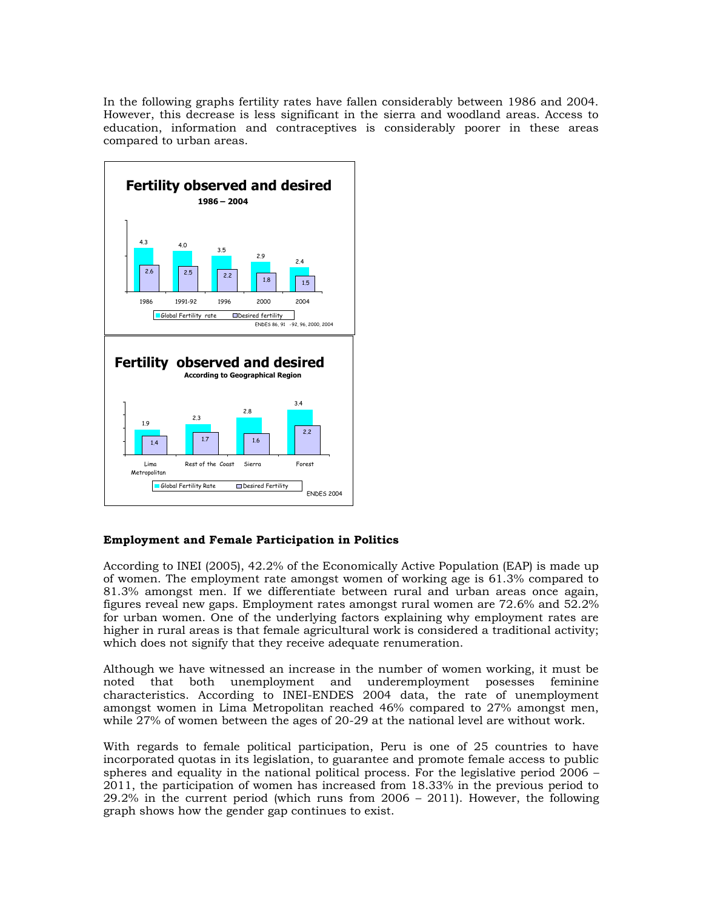In the following graphs fertility rates have fallen considerably between 1986 and 2004. However, this decrease is less significant in the sierra and woodland areas. Access to education, information and contraceptives is considerably poorer in these areas compared to urban areas.

**Fertility observed and desired**

**1986 – 2004**

| | 1986 | 1991-92 | 1996 | 2000 | 2004 |
|---|---|---|---|---|---|
| Global Fertility rate | 4.3 | 4.0 | 3.5 | 2.9 | 2.4 |
| Desired fertility | 2.6 | 2.5 | 2.2 | 1.8 | 1.5 |

ENDES 86, 91 -92, 96, 2000, 2004

**Fertility observed and desired**

**According to Geographical Region**

| | Lima Metropolitan | Rest of the Coast | Sierra | Forest |
|---|---|---|---|---|
| Global Fertility Rate | 1.9 | 2.3 | 2.8 | 3.4 |
| Desired Fertility | 1.4 | 1.7 | 1.6 | 2.2 |

ENDES 2004

**Employment and Female Participation in Politics**

According to INEI (2005), 42.2% of the Economically Active Population (EAP) is made up of women. The employment rate amongst women of working age is 61.3% compared to 81.3% amongst men. If we differentiate between rural and urban areas once again, figures reveal new gaps. Employment rates amongst rural women are 72.6% and 52.2% for urban women. One of the underlying factors explaining why employment rates are higher in rural areas is that female agricultural work is considered a traditional activity; which does not signify that they receive adequate renumeration.

Although we have witnessed an increase in the number of women working, it must be noted that both unemployment and underemployment posesses feminine characteristics. According to INEI-ENDES 2004 data, the rate of unemployment amongst women in Lima Metropolitan reached 46% compared to 27% amongst men, while 27% of women between the ages of 20-29 at the national level are without work.

With regards to female political participation, Peru is one of 25 countries to have incorporated quotas in its legislation, to guarantee and promote female access to public spheres and equality in the national political process. For the legislative period 2006 – 2011, the participation of women has increased from 18.33% in the previous period to 29.2% in the current period (which runs from 2006 – 2011). However, the following graph shows how the gender gap continues to exist.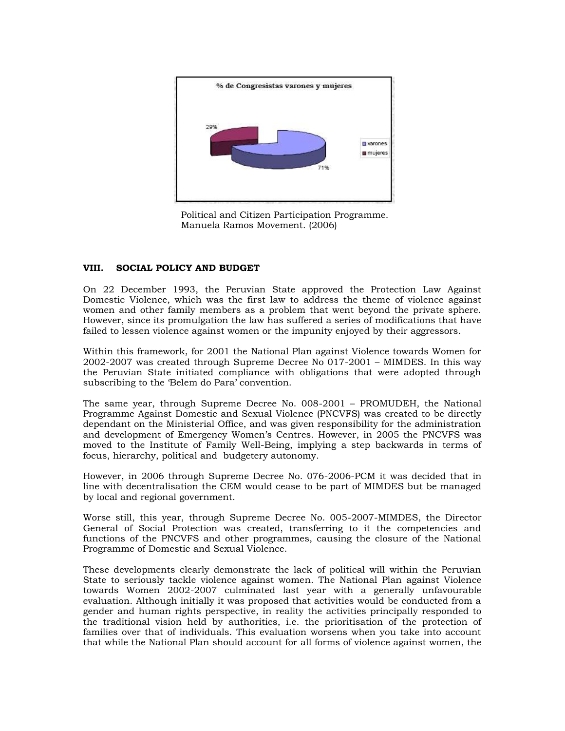Political and Citizen Participation Programme. Manuela Ramos Movement. (2006)

## VIII. SOCIAL POLICY AND BUDGET

On 22 December 1993, the Peruvian State approved the Protection Law Against Domestic Violence, which was the first law to address the theme of violence against women and other family members as a problem that went beyond the private sphere. However, since its promulgation the law has suffered a series of modifications that have failed to lessen violence against women or the impunity enjoyed by their aggressors.

Within this framework, for 2001 the National Plan against Violence towards Women for 2002-2007 was created through Supreme Decree No 017-2001 – MIMDES. In this way the Peruvian State initiated compliance with obligations that were adopted through subscribing to the 'Belem do Para' convention.

The same year, through Supreme Decree No. 008-2001 – PROMUDEH, the National Programme Against Domestic and Sexual Violence (PNCVFS) was created to be directly dependant on the Ministerial Office, and was given responsibility for the administration and development of Emergency Women's Centres. However, in 2005 the PNCVFS was moved to the Institute of Family Well-Being, implying a step backwards in terms of focus, hierarchy, political and budgetery autonomy.

However, in 2006 through Supreme Decree No. 076-2006-PCM it was decided that in line with decentralisation the CEM would cease to be part of MIMDES but be managed by local and regional government.

Worse still, this year, through Supreme Decree No. 005-2007-MIMDES, the Director General of Social Protection was created, transferring to it the competencies and functions of the PNCVFS and other programmes, causing the closure of the National Programme of Domestic and Sexual Violence.

These developments clearly demonstrate the lack of political will within the Peruvian State to seriously tackle violence against women. The National Plan against Violence towards Women 2002-2007 culminated last year with a generally unfavourable evaluation. Although initially it was proposed that activities would be conducted from a gender and human rights perspective, in reality the activities principally responded to the traditional vision held by authorities, i.e. the prioritisation of the protection of families over that of individuals. This evaluation worsens when you take into account that while the National Plan should account for all forms of violence against women, the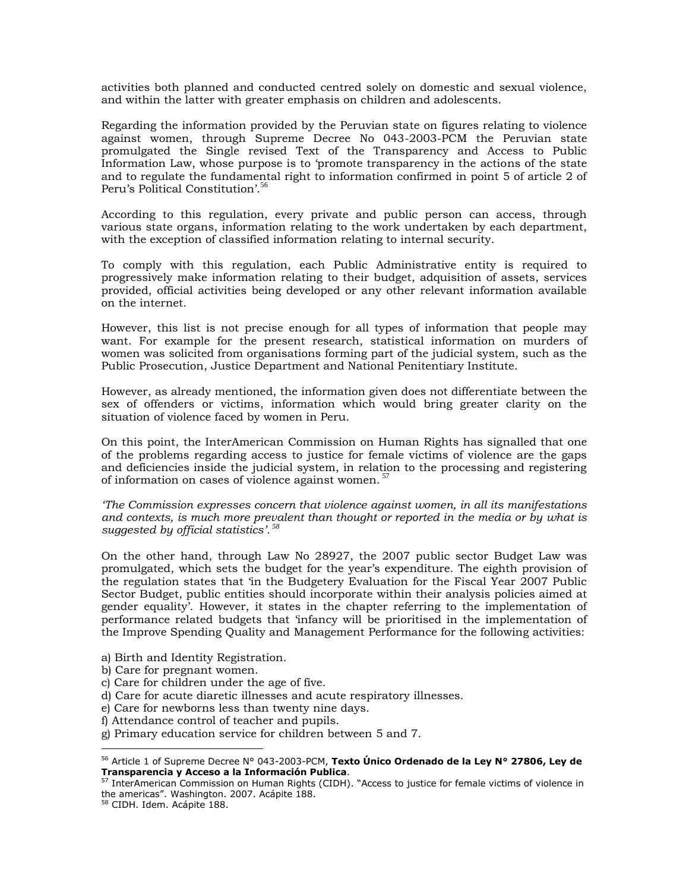activities both planned and conducted centred solely on domestic and sexual violence, and within the latter with greater emphasis on children and adolescents.

Regarding the information provided by the Peruvian state on figures relating to violence against women, through Supreme Decree No 043-2003-PCM the Peruvian state promulgated the Single revised Text of the Transparency and Access to Public Information Law, whose purpose is to 'promote transparency in the actions of the state and to regulate the fundamental right to information confirmed in point 5 of article 2 of Peru's Political Constitution'.[56]

According to this regulation, every private and public person can access, through various state organs, information relating to the work undertaken by each department, with the exception of classified information relating to internal security.

To comply with this regulation, each Public Administrative entity is required to progressively make information relating to their budget, adquisition of assets, services provided, official activities being developed or any other relevant information available on the internet.

However, this list is not precise enough for all types of information that people may want. For example for the present research, statistical information on murders of women was solicited from organisations forming part of the judicial system, such as the Public Prosecution, Justice Department and National Penitentiary Institute.

However, as already mentioned, the information given does not differentiate between the sex of offenders or victims, information which would bring greater clarity on the situation of violence faced by women in Peru.

On this point, the InterAmerican Commission on Human Rights has signalled that one of the problems regarding access to justice for female victims of violence are the gaps and deficiencies inside the judicial system, in relation to the processing and registering of information on cases of violence against women.[57]

*'The Commission expresses concern that violence against women, in all its manifestations and contexts, is much more prevalent than thought or reported in the media or by what is suggested by official statistics'.*[58]

On the other hand, through Law No 28927, the 2007 public sector Budget Law was promulgated, which sets the budget for the year's expenditure. The eighth provision of the regulation states that 'in the Budgetery Evaluation for the Fiscal Year 2007 Public Sector Budget, public entities should incorporate within their analysis policies aimed at gender equality'. However, it states in the chapter referring to the implementation of performance related budgets that 'infancy will be prioritised in the implementation of the Improve Spending Quality and Management Performance for the following activities:

a) Birth and Identity Registration.
b) Care for pregnant women.
c) Care for children under the age of five.
d) Care for acute diaretic illnesses and acute respiratory illnesses.
e) Care for newborns less than twenty nine days.
f) Attendance control of teacher and pupils.
g) Primary education service for children between 5 and 7.

---

[56] Article 1 of Supreme Decree N° 043-2003-PCM, **Texto Único Ordenado de la Ley N° 27806, Ley de Transparencia y Acceso a la Información Publica**.

[57] InterAmerican Commission on Human Rights (CIDH). "Access to justice for female victims of violence in the americas". Washington. 2007. Acápite 188.

[58] CIDH. Idem. Acápite 188.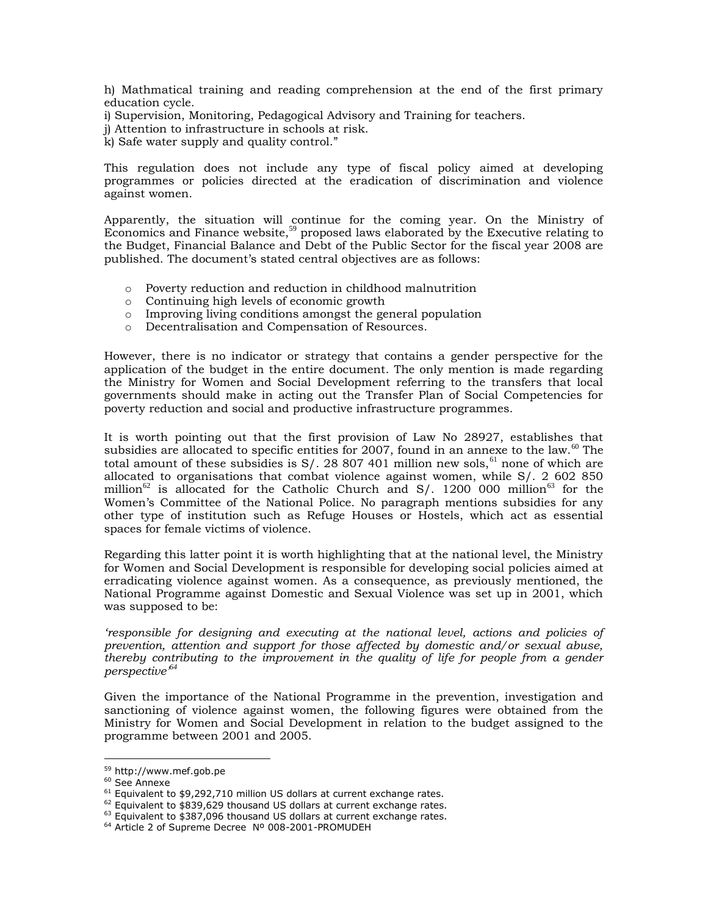h) Mathmatical training and reading comprehension at the end of the first primary education cycle.
i) Supervision, Monitoring, Pedagogical Advisory and Training for teachers.
j) Attention to infrastructure in schools at risk.
k) Safe water supply and quality control."

This regulation does not include any type of fiscal policy aimed at developing programmes or policies directed at the eradication of discrimination and violence against women.

Apparently, the situation will continue for the coming year. On the Ministry of Economics and Finance website,[59] proposed laws elaborated by the Executive relating to the Budget, Financial Balance and Debt of the Public Sector for the fiscal year 2008 are published. The document's stated central objectives are as follows:

- Poverty reduction and reduction in childhood malnutrition
- Continuing high levels of economic growth
- Improving living conditions amongst the general population
- Decentralisation and Compensation of Resources.

However, there is no indicator or strategy that contains a gender perspective for the application of the budget in the entire document. The only mention is made regarding the Ministry for Women and Social Development referring to the transfers that local governments should make in acting out the Transfer Plan of Social Competencies for poverty reduction and social and productive infrastructure programmes.

It is worth pointing out that the first provision of Law No 28927, establishes that subsidies are allocated to specific entities for 2007, found in an annexe to the law.[60] The total amount of these subsidies is S/. 28 807 401 million new sols,[61] none of which are allocated to organisations that combat violence against women, while S/. 2 602 850 million[62] is allocated for the Catholic Church and S/. 1200 000 million[63] for the Women's Committee of the National Police. No paragraph mentions subsidies for any other type of institution such as Refuge Houses or Hostels, which act as essential spaces for female victims of violence.

Regarding this latter point it is worth highlighting that at the national level, the Ministry for Women and Social Development is responsible for developing social policies aimed at erradicating violence against women. As a consequence, as previously mentioned, the National Programme against Domestic and Sexual Violence was set up in 2001, which was supposed to be:

*'responsible for designing and executing at the national level, actions and policies of prevention, attention and support for those affected by domestic and/or sexual abuse, thereby contributing to the improvement in the quality of life for people from a gender perspective'*[64]

Given the importance of the National Programme in the prevention, investigation and sanctioning of violence against women, the following figures were obtained from the Ministry for Women and Social Development in relation to the budget assigned to the programme between 2001 and 2005.

---

[59] http://www.mef.gob.pe
[60] See Annexe
[61] Equivalent to $9,292,710 million US dollars at current exchange rates.
[62] Equivalent to $839,629 thousand US dollars at current exchange rates.
[63] Equivalent to $387,096 thousand US dollars at current exchange rates.
[64] Article 2 of Supreme Decree Nº 008-2001-PROMUDEH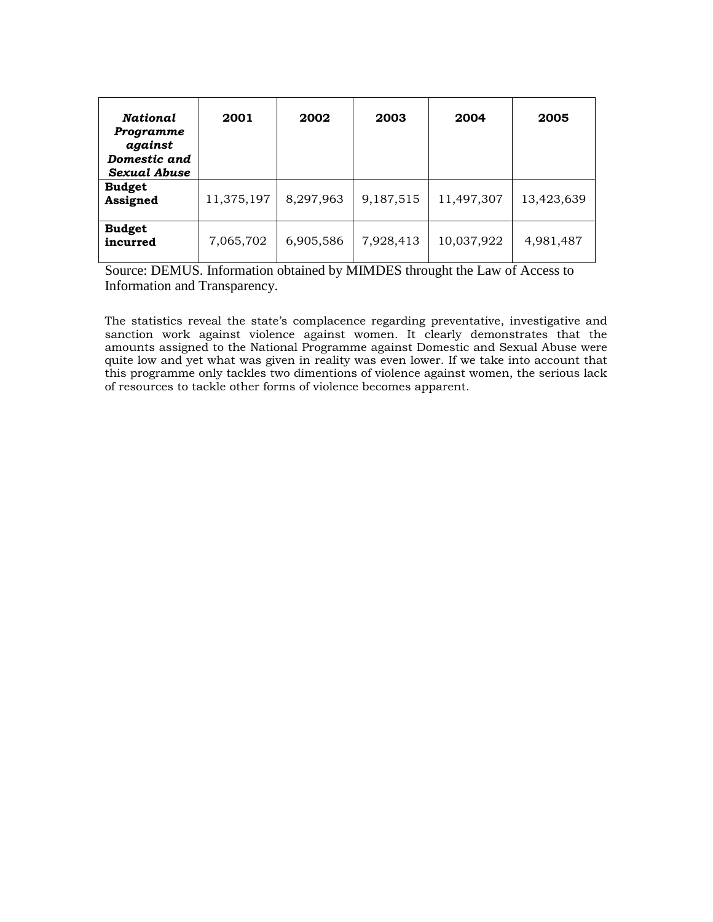| ***National Programme against Domestic and Sexual Abuse*** | **2001** | **2002** | **2003** | **2004** | **2005** |
|---|---|---|---|---|---|
| **Budget Assigned** | 11,375,197 | 8,297,963 | 9,187,515 | 11,497,307 | 13,423,639 |
| **Budget incurred** | 7,065,702 | 6,905,586 | 7,928,413 | 10,037,922 | 4,981,487 |

Source: DEMUS. Information obtained by MIMDES throught the Law of Access to Information and Transparency.

The statistics reveal the state's complacence regarding preventative, investigative and sanction work against violence against women. It clearly demonstrates that the amounts assigned to the National Programme against Domestic and Sexual Abuse were quite low and yet what was given in reality was even lower. If we take into account that this programme only tackles two dimentions of violence against women, the serious lack of resources to tackle other forms of violence becomes apparent.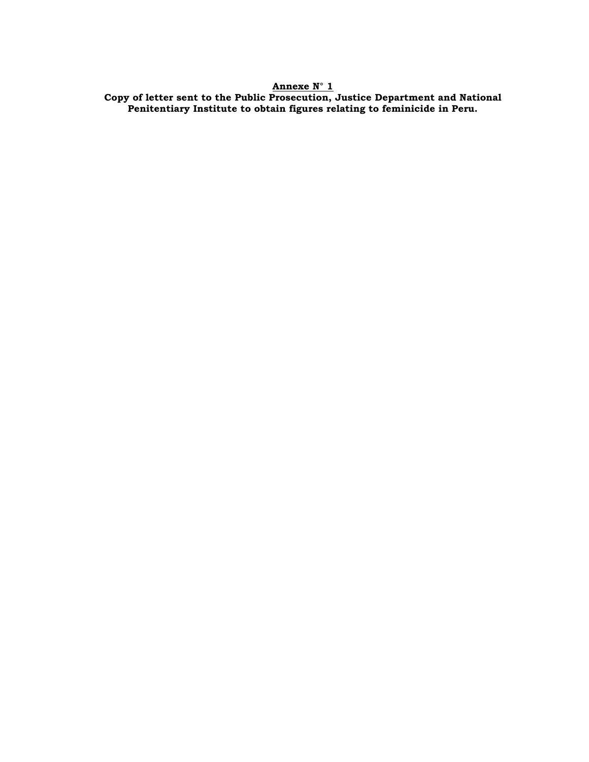**<u>Annexe N° 1</u>**

**Copy of letter sent to the Public Prosecution, Justice Department and National Penitentiary Institute to obtain figures relating to feminicide in Peru.**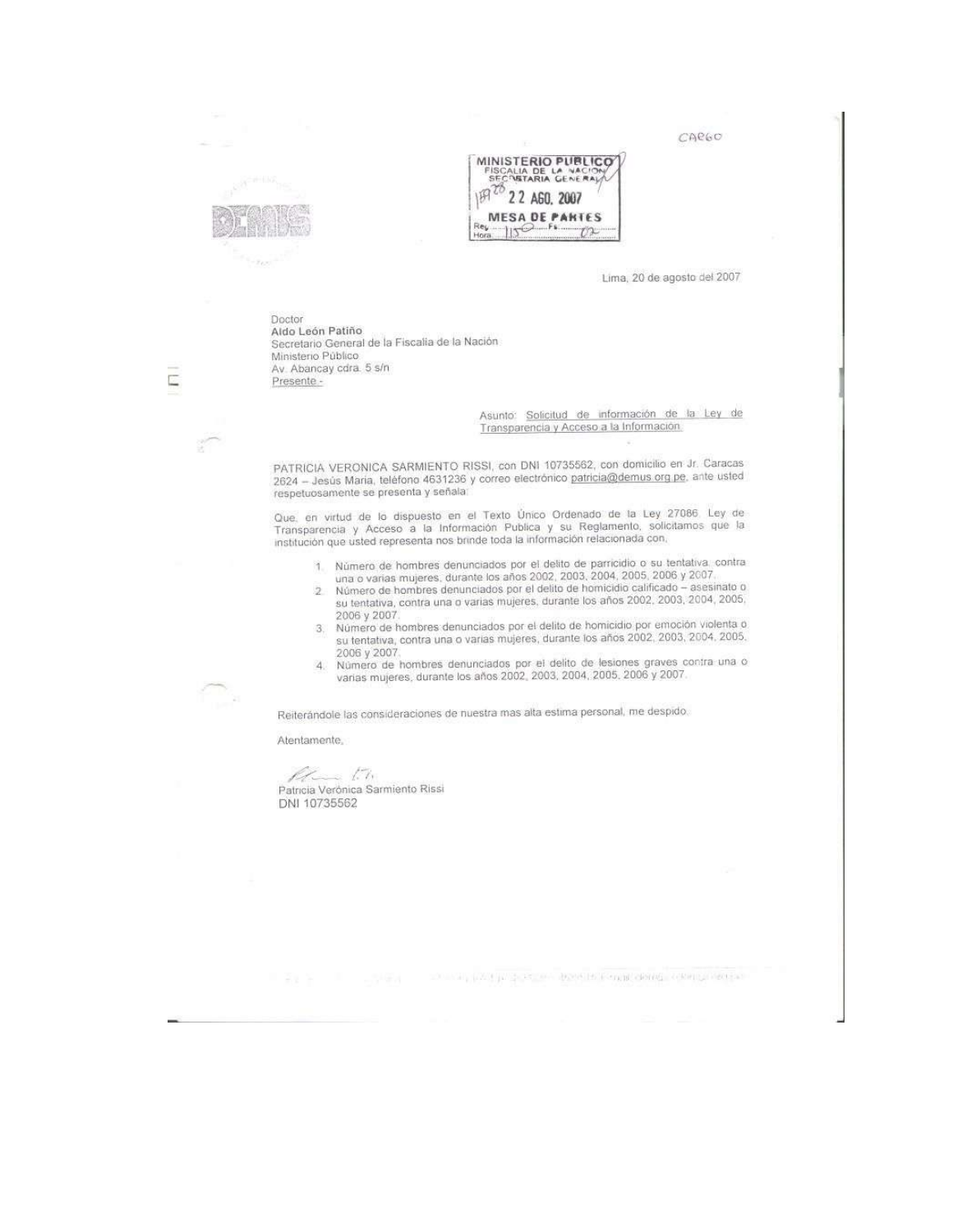CARGO

MINISTERIO PUBLICO
FISCALIA DE LA NACION
SECRETARIA GENERAL
22 AGO. 2007
MESA DE PARTES

Lima, 20 de agosto del 2007

Doctor
**Aldo León Patiño**
Secretario General de la Fiscalía de la Nación
Ministerio Público
Av. Abancay cdra. 5 s/n
Presente.-

Asunto: Solicitud de información de la Ley de Transparencia y Acceso a la Información.

PATRICIA VERONICA SARMIENTO RISSI, con DNI 10735562, con domicilio en Jr. Caracas 2624 – Jesús Maria, teléfono 4631236 y correo electrónico patricia@demus.org.pe, ante usted respetuosamente se presenta y señala:

Que, en virtud de lo dispuesto en el Texto Único Ordenado de la Ley 27086. Ley de Transparencia y Acceso a la Información Publica y su Reglamento, solicitamos que la institución que usted representa nos brinde toda la información relacionada con.

1. Número de hombres denunciados por el delito de parricidio o su tentativa, contra una o varias mujeres, durante los años 2002, 2003, 2004, 2005, 2006 y 2007.
2. Número de hombres denunciados por el delito de homicidio calificado – asesinato o su tentativa, contra una o varias mujeres, durante los años 2002, 2003, 2004, 2005, 2006 y 2007.
3. Número de hombres denunciados por el delito de homicidio por emoción violenta o su tentativa, contra una o varias mujeres, durante los años 2002, 2003, 2004, 2005, 2006 y 2007.
4. Número de hombres denunciados por el delito de lesiones graves contra una o varias mujeres, durante los años 2002, 2003, 2004, 2005, 2006 y 2007.

Reiterándole las consideraciones de nuestra mas alta estima personal, me despido.

Atentamente,

Patricia Verónica Sarmiento Rissi
DNI 10735562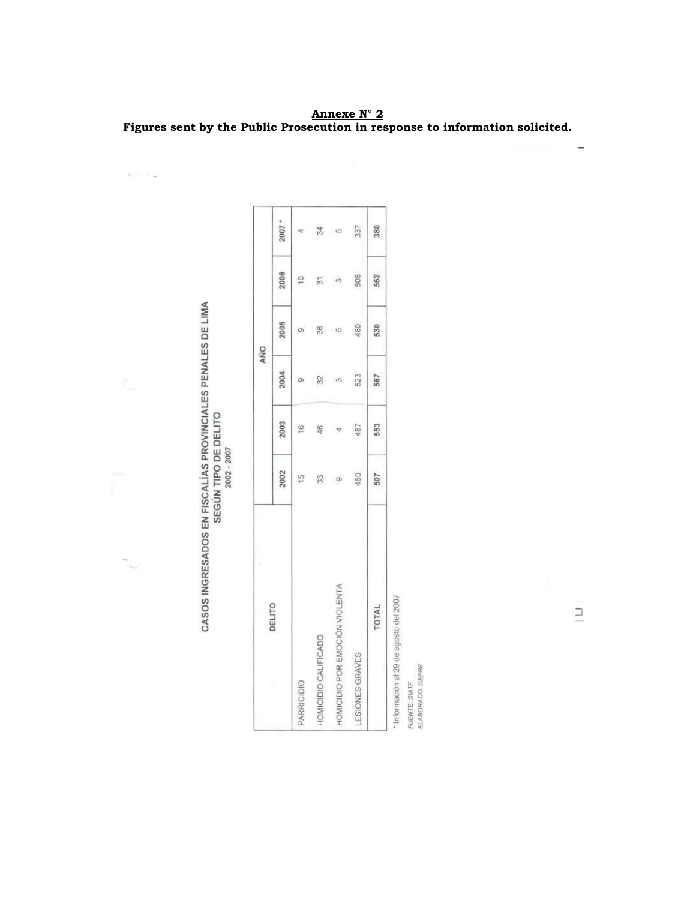**Annexe N° 2**

**Figures sent by the Public Prosecution in response to information solicited.**

## CASOS INGRESADOS EN FISCALÍAS PROVINCIALES PENALES DE LIMA SEGÚN TIPO DE DELITO

2002 - 2007

| DELITO | AÑO | | | | | |
|---|---|---|---|---|---|---|
| | 2002 | 2003 | 2004 | 2005 | 2006 | 2007 * |
| PARRICIDIO | 15 | 16 | 9 | 9 | 10 | 4 |
| HOMICIDIO CALIFICADO | 33 | 46 | 32 | 36 | 31 | 34 |
| HOMICIDIO POR EMOCIÓN VIOLENTA | 9 | 4 | 3 | 5 | 3 | 5 |
| LESIONES GRAVES | 450 | 487 | 523 | 480 | 508 | 337 |
| TOTAL | 507 | 553 | 567 | 530 | 552 | 380 |

\* Información al 29 de agosto del 2007

*FUENTE: SIATF*

*ELABORADO: GEPRE*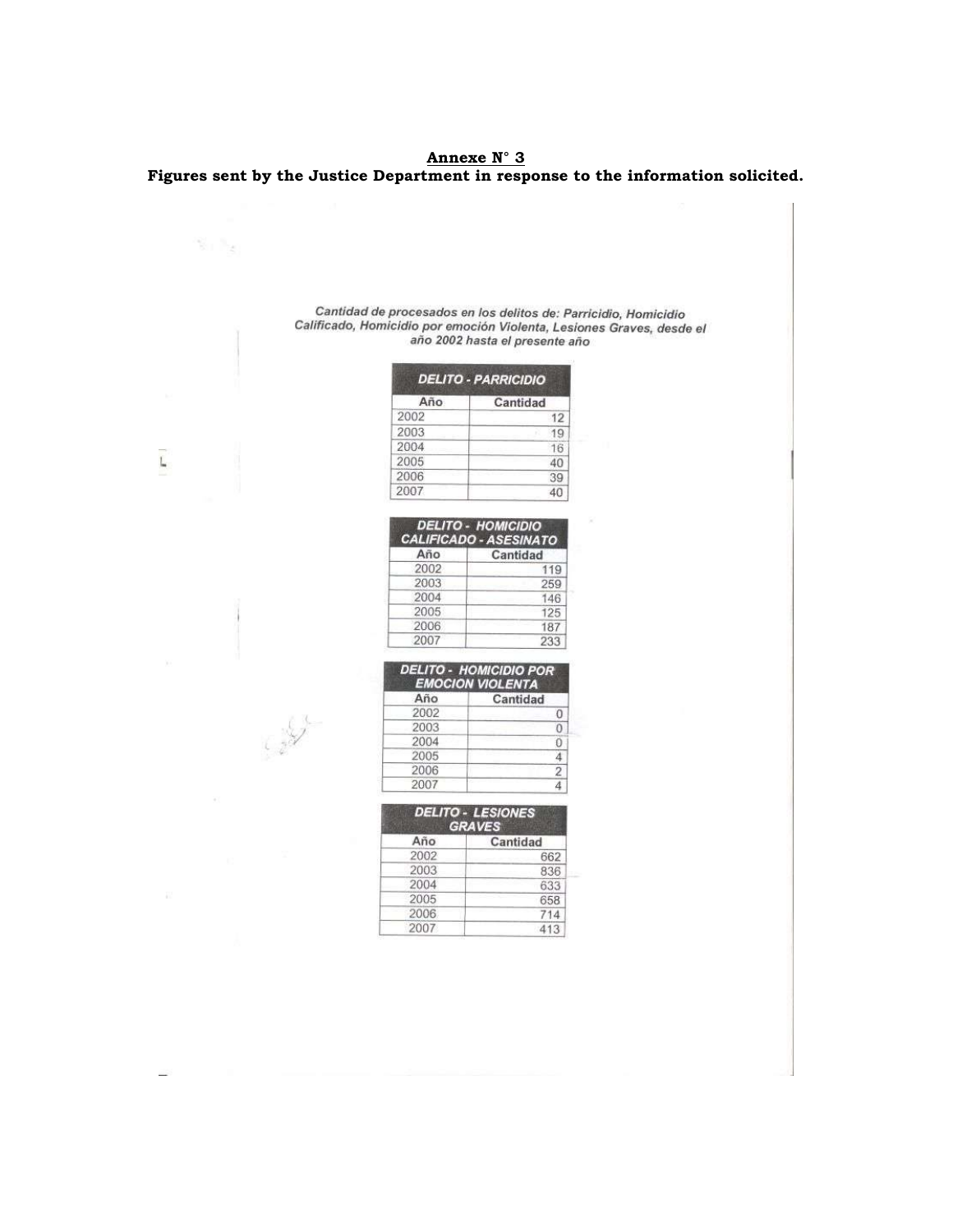**Annexe N° 3**

**Figures sent by the Justice Department in response to the information solicited.**

*Cantidad de procesados en los delitos de: Parricidio, Homicidio Calificado, Homicidio por emoción Violenta, Lesiones Graves, desde el año 2002 hasta el presente año*

| DELITO - PARRICIDIO | |
|---|---|
| Año | Cantidad |
| 2002 | 12 |
| 2003 | 19 |
| 2004 | 16 |
| 2005 | 40 |
| 2006 | 39 |
| 2007 | 40 |

| DELITO - HOMICIDIO CALIFICADO - ASESINATO | |
|---|---|
| Año | Cantidad |
| 2002 | 119 |
| 2003 | 259 |
| 2004 | 146 |
| 2005 | 125 |
| 2006 | 187 |
| 2007 | 233 |

| DELITO - HOMICIDIO POR EMOCION VIOLENTA | |
|---|---|
| Año | Cantidad |
| 2002 | 0 |
| 2003 | 0 |
| 2004 | 0 |
| 2005 | 4 |
| 2006 | 2 |
| 2007 | 4 |

| DELITO - LESIONES GRAVES | |
|---|---|
| Año | Cantidad |
| 2002 | 662 |
| 2003 | 836 |
| 2004 | 633 |
| 2005 | 658 |
| 2006 | 714 |
| 2007 | 413 |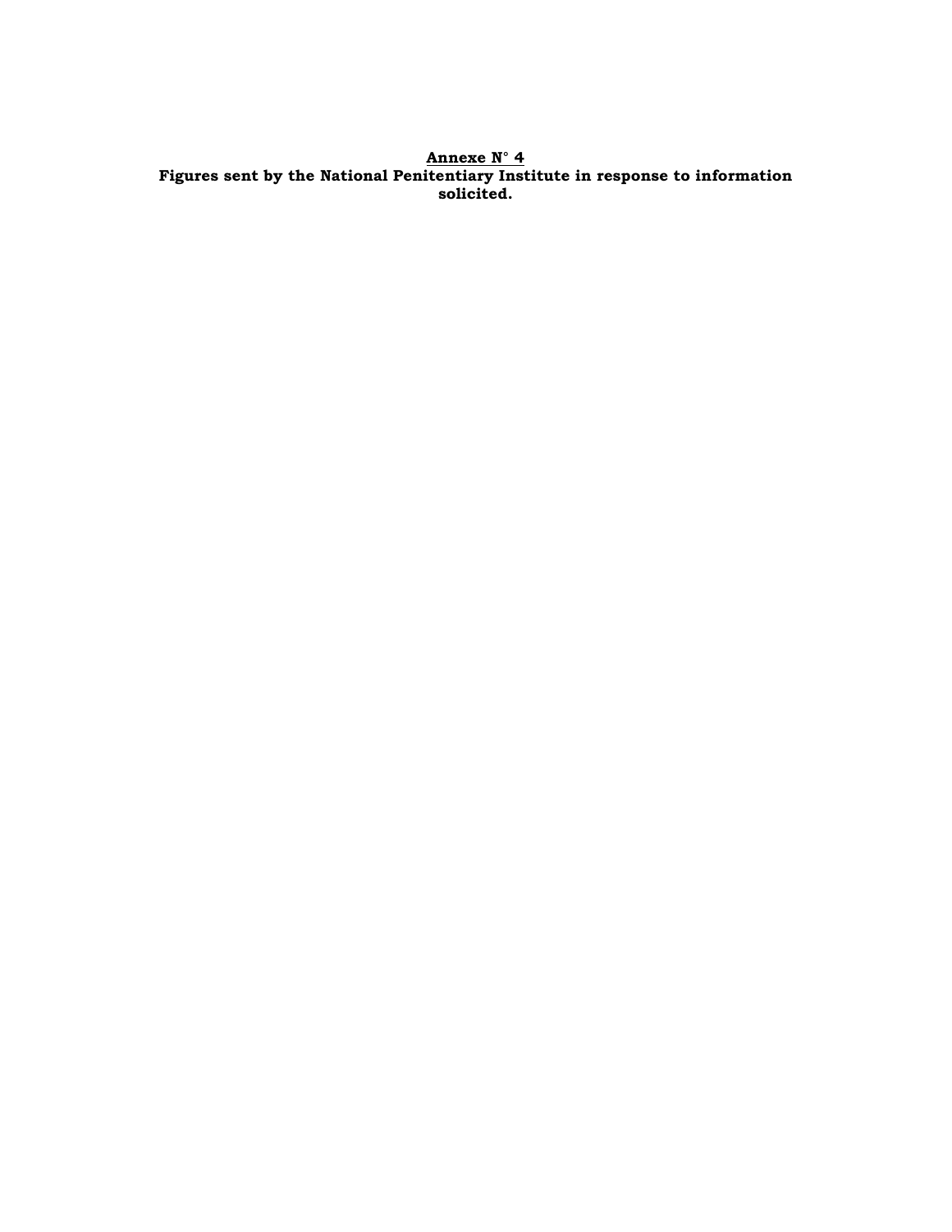**<u>Annexe N° 4</u>**

**Figures sent by the National Penitentiary Institute in response to information solicited.**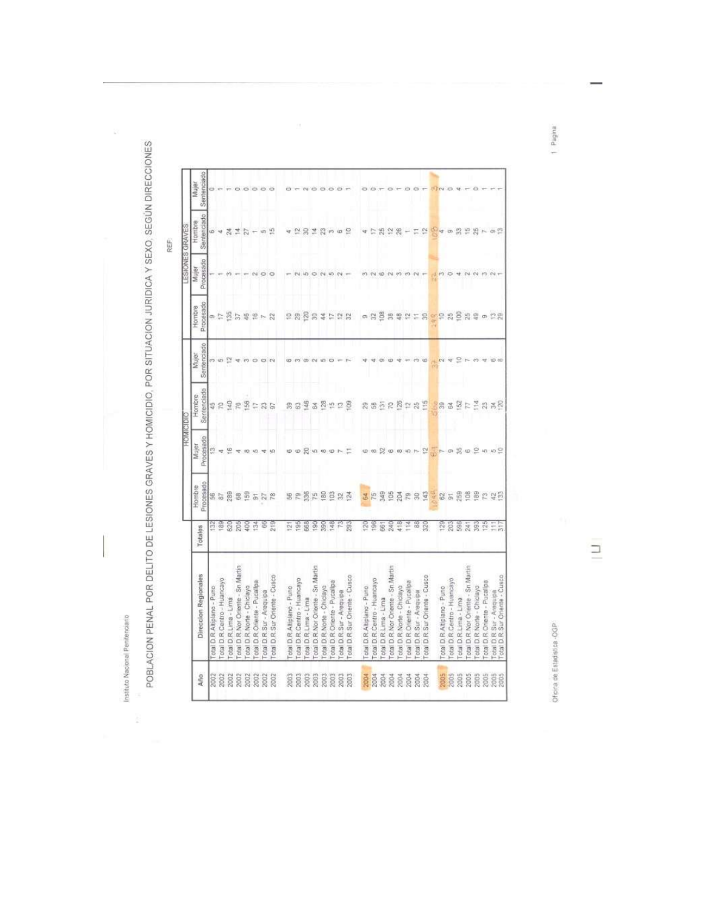Instituto Nacional Penitenciario

# POBLACION PENAL POR DELITO DE LESIONES GRAVES Y HOMICIDIO, POR SITUACION JURIDICA Y SEXO, SEGÚN DIRECCIONES

REF:

| Año | Direccion Regionales | Totales | HOMICIDIO | | | | LESIONES GRAVES | | | |
|---|---|---|---|---|---|---|---|---|---|---|
| | | | Hombre Procesado | Mujer Procesado | Hombre Sentenciado | Mujer Sentenciado | Hombre Procesado | Mujer Procesado | Hombre Sentenciado | Mujer Sentenciado |
| 2002 | Total D.R.Altiplano - Puno | 132 | 56 | 13 | 45 | 3 | 9 | 1 | 6 | 0 |
| 2002 | Total D.R.Centro - Huancayo | 189 | 87 | 4 | 70 | 5 | 17 | 1 | 4 | 1 |
| 2002 | Total D.R.Lima - Lima | 620 | 289 | 16 | 140 | 12 | 135 | 3 | 24 | 1 |
| 2002 | Total D.R.Nor Oriente - Sn Martin | 205 | 68 | 4 | 76 | 4 | 37 | 1 | 14 | 0 |
| 2002 | Total D.R.Norte - Chiclayo | 400 | 159 | 8 | 156 | 3 | 46 | 1 | 27 | 0 |
| 2002 | Total D.R.Oriente - Pucallpa | 134 | 91 | 5 | 17 | 0 | 16 | 2 | 1 | 0 |
| 2002 | Total D.R.Sur - Arequipa | 66 | 27 | 4 | 23 | 0 | 7 | 0 | 5 | 0 |
| 2002 | Total D.R.Sur Oriente - Cusco | 219 | 78 | 5 | 97 | 2 | 22 | 0 | 15 | 0 |
| 2003 | Total D.R.Altiplano - Puno | 121 | 56 | 6 | 39 | 6 | 10 | 1 | 4 | 0 |
| 2003 | Total D.R.Centro - Huancayo | 195 | 79 | 6 | 63 | 3 | 29 | 2 | 12 | 1 |
| 2003 | Total D.R.Lima - Lima | 668 | 336 | 20 | 146 | 9 | 120 | 5 | 30 | 2 |
| 2003 | Total D.R.Nor Oriente - Sn Martin | 190 | 75 | 5 | 64 | 2 | 30 | 0 | 14 | 0 |
| 2003 | Total D.R.Norte - Chiclayo | 390 | 180 | 8 | 128 | 5 | 44 | 2 | 23 | 0 |
| 2003 | Total D.R.Oriente - Pucallpa | 148 | 103 | 6 | 15 | 0 | 17 | 5 | 3 | 0 |
| 2003 | Total D.R.Sur - Arequipa | 73 | 32 | 7 | 13 | 1 | 12 | 2 | 6 | 0 |
| 2003 | Total D.R.Sur Oriente - Cusco | 293 | 124 | 11 | 109 | 7 | 32 | 1 | 10 | 1 |
| 2004 | Total D.R.Altiplano - Puno | 120 | 64 | 6 | 29 | 4 | 9 | 3 | 4 | 0 |
| 2004 | Total D.R.Centro - Huancayo | 196 | 75 | 8 | 58 | 4 | 32 | 2 | 17 | 0 |
| 2004 | Total D.R.Lima - Lima | 661 | 349 | 32 | 131 | 9 | 108 | 6 | 25 | 1 |
| 2004 | Total D.R.Nor Oriente - Sn Martin | 240 | 105 | 6 | 70 | 6 | 38 | 2 | 12 | 0 |
| 2004 | Total D.R.Norte - Chiclayo | 418 | 204 | 8 | 126 | 4 | 48 | 3 | 26 | 1 |
| 2004 | Total D.R.Oriente - Pucallpa | 114 | 79 | 5 | 12 | 1 | 12 | 3 | 1 | 0 |
| 2004 | Total D.R.Sur - Arequipa | 88 | 30 | 7 | 25 | 3 | 11 | 2 | 11 | 0 |
| 2004 | Total D.R.Sur Oriente - Cusco | 320 | 143 | 12 | 115 | 6 | 30 | 1 | 12 | 1 |
| | | | 1049 | 84 | 566 | 37 | 298 | 22 | 108 | 3 |
| 2005 | Total D.R.Altiplano - Puno | 129 | 62 | 7 | 39 | 2 | 10 | 3 | 4 | 2 |
| 2005 | Total D.R.Centro - Huancayo | 203 | 91 | 9 | 64 | 4 | 25 | 0 | 9 | 0 |
| 2005 | Total D.R.Lima - Lima | 598 | 259 | 35 | 152 | 10 | 100 | 4 | 33 | 4 |
| 2005 | Total D.R.Nor Oriente - Sn Martin | 241 | 108 | 6 | 77 | 7 | 25 | 2 | 15 | 1 |
| 2005 | Total D.R.Norte - Chiclayo | 393 | 189 | 10 | 114 | 3 | 49 | 2 | 25 | 0 |
| 2005 | Total D.R.Oriente - Pucallpa | 125 | 73 | 5 | 23 | 4 | 9 | 3 | 7 | 1 |
| 2005 | Total D.R.Sur - Arequipa | 111 | 42 | 5 | 34 | 6 | 13 | 2 | 9 | 1 |
| 2005 | Total D.R.Sur Oriente - Cusco | 317 | 133 | 10 | 120 | 8 | 29 | 1 | 13 | 1 |

Oficina de Estadistica -OGP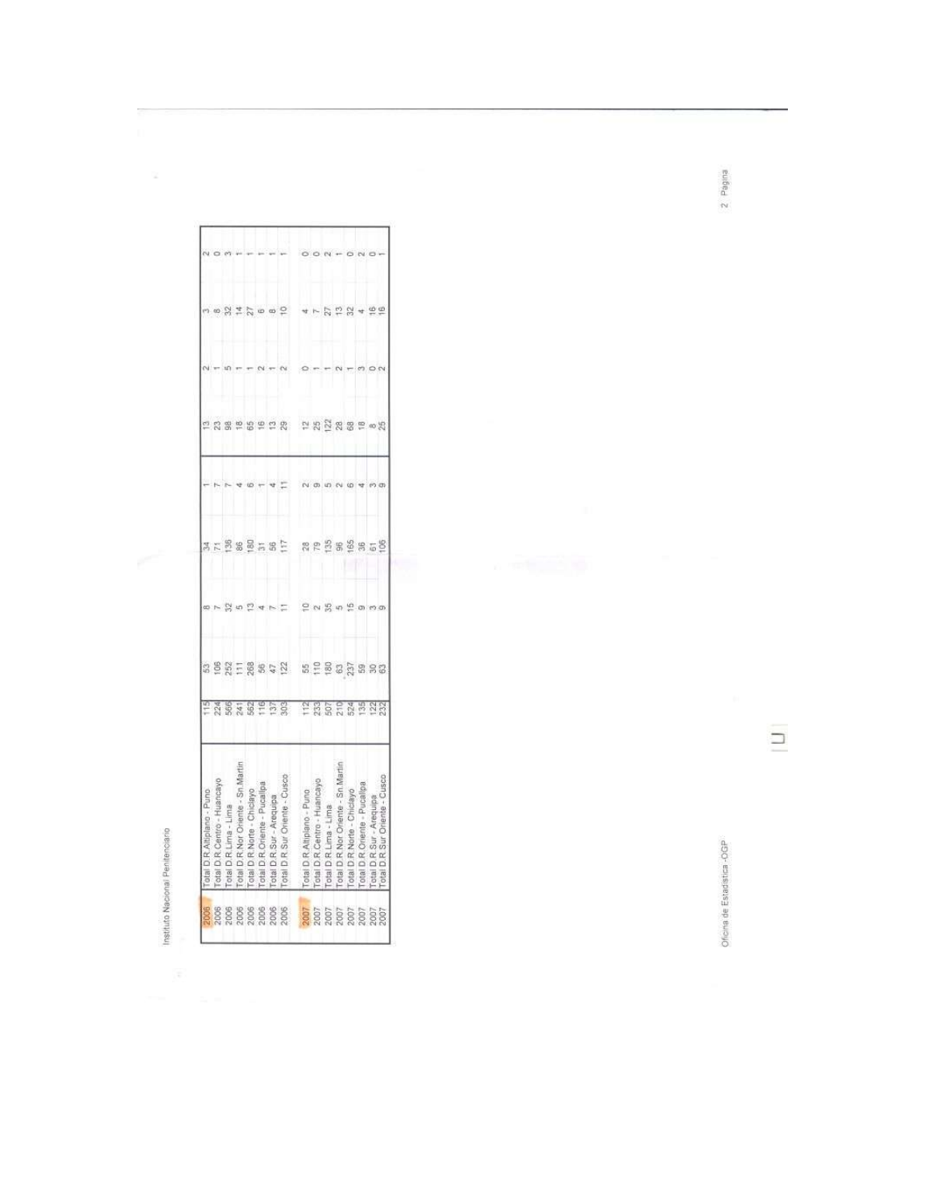| | | | | | | | | | | |
|---|---|---|---|---|---|---|---|---|---|---|
| 2006 | Total D.R.Altiplano - Puno | 115 | 53 | 8 | 34 | 1 | 13 | 2 | 3 | 2 |
| 2006 | Total D.R.Centro - Huancayo | 224 | 106 | 7 | 71 | 7 | 23 | 1 | 8 | 0 |
| 2006 | Total D.R.Lima - Lima | 566 | 252 | 32 | 136 | 7 | 98 | 5 | 32 | 3 |
| 2006 | Total D.R.Nor Oriente - Sn Martin | 241 | 111 | 5 | 86 | 4 | 18 | 1 | 14 | 1 |
| 2006 | Total D.R.Norte - Chiclayo | 562 | 268 | 13 | 180 | 6 | 65 | 1 | 27 | 1 |
| 2006 | Total D.R.Oriente - Pucallpa | 116 | 56 | 4 | 31 | 1 | 16 | 2 | 6 | 1 |
| 2006 | Total D.R.Sur - Arequipa | 137 | 47 | 7 | 56 | 4 | 13 | 1 | 8 | 1 |
| 2006 | Total D.R.Sur Oriente - Cusco | 303 | 122 | 11 | 117 | 11 | 29 | 2 | 10 | 1 |
| | | | | | | | | | | |
| 2007 | Total D.R.Altiplano - Puno | 112 | 55 | 10 | 28 | 2 | 12 | 0 | 4 | 0 |
| 2007 | Total D.R.Centro - Huancayo | 233 | 110 | 2 | 79 | 9 | 25 | 1 | 7 | 0 |
| 2007 | Total D.R.Lima - Lima | 507 | 180 | 35 | 135 | 5 | 122 | 1 | 27 | 2 |
| 2007 | Total D.R.Nor Oriente - Sn Martin | 210 | 63 | 5 | 96 | 2 | 28 | 2 | 13 | 1 |
| 2007 | Total D.R.Norte - Chiclayo | 524 | 237 | 15 | 165 | 6 | 68 | 1 | 32 | 0 |
| 2007 | Total D.R.Oriente - Pucallpa | 135 | 59 | 9 | 36 | 4 | 18 | 3 | 4 | 2 |
| 2007 | Total D.R.Sur - Arequipa | 122 | 30 | 3 | 61 | 3 | 8 | 0 | 16 | 0 |
| 2007 | Total D.R.Sur Oriente - Cusco | 232 | 63 | 9 | 106 | 9 | 25 | 2 | 16 | 1 |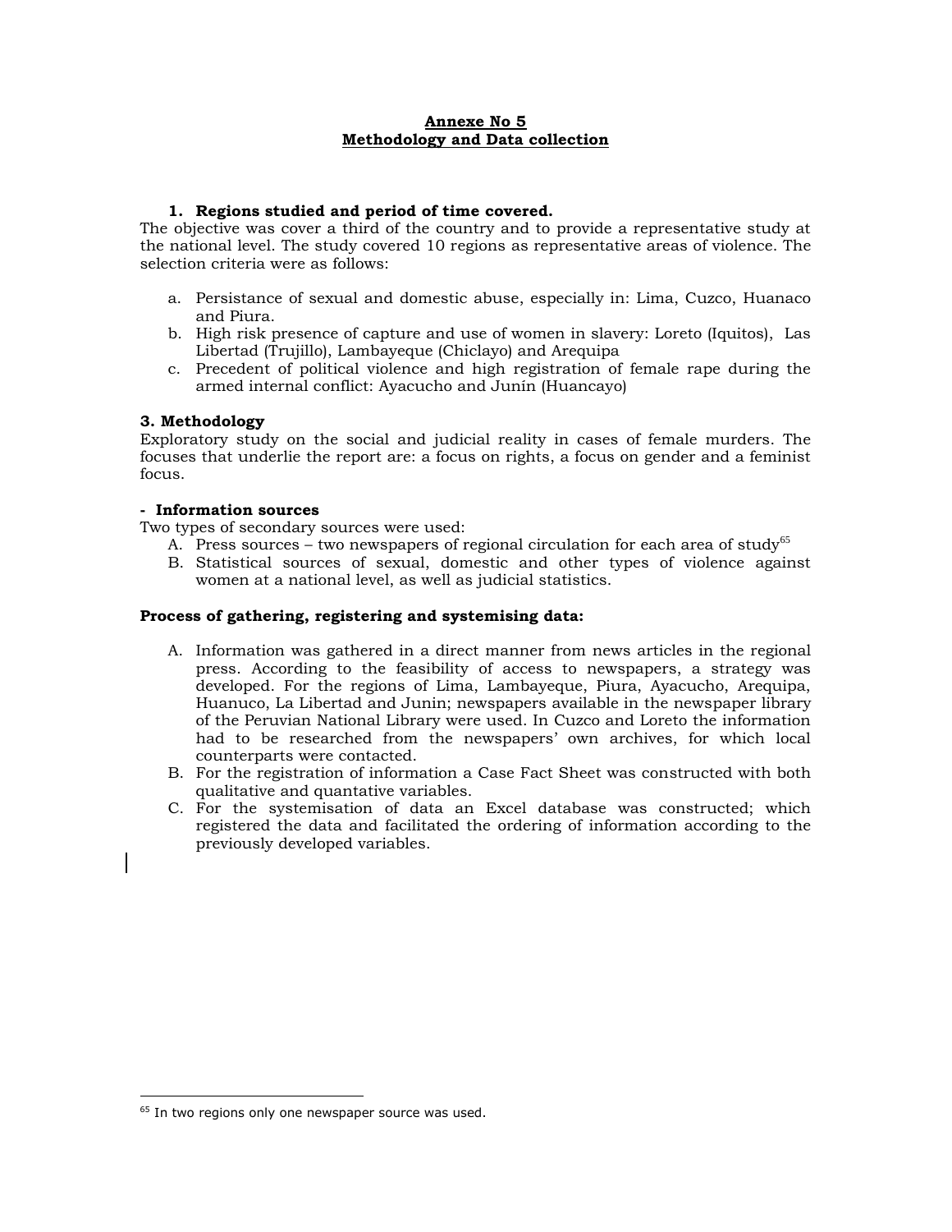# Annexe No 5
# Methodology and Data collection

**1. Regions studied and period of time covered.**

The objective was cover a third of the country and to provide a representative study at the national level. The study covered 10 regions as representative areas of violence. The selection criteria were as follows:

a. Persistance of sexual and domestic abuse, especially in: Lima, Cuzco, Huanaco and Piura.
b. High risk presence of capture and use of women in slavery: Loreto (Iquitos), Las Libertad (Trujillo), Lambayeque (Chiclayo) and Arequipa
c. Precedent of political violence and high registration of female rape during the armed internal conflict: Ayacucho and Junín (Huancayo)

**3. Methodology**

Exploratory study on the social and judicial reality in cases of female murders. The focuses that underlie the report are: a focus on rights, a focus on gender and a feminist focus.

**- Information sources**

Two types of secondary sources were used:

A. Press sources – two newspapers of regional circulation for each area of study[65]
B. Statistical sources of sexual, domestic and other types of violence against women at a national level, as well as judicial statistics.

**Process of gathering, registering and systemising data:**

A. Information was gathered in a direct manner from news articles in the regional press. According to the feasibility of access to newspapers, a strategy was developed. For the regions of Lima, Lambayeque, Piura, Ayacucho, Arequipa, Huanuco, La Libertad and Junin; newspapers available in the newspaper library of the Peruvian National Library were used. In Cuzco and Loreto the information had to be researched from the newspapers' own archives, for which local counterparts were contacted.
B. For the registration of information a Case Fact Sheet was constructed with both qualitative and quantative variables.
C. For the systemisation of data an Excel database was constructed; which registered the data and facilitated the ordering of information according to the previously developed variables.

[65] In two regions only one newspaper source was used.